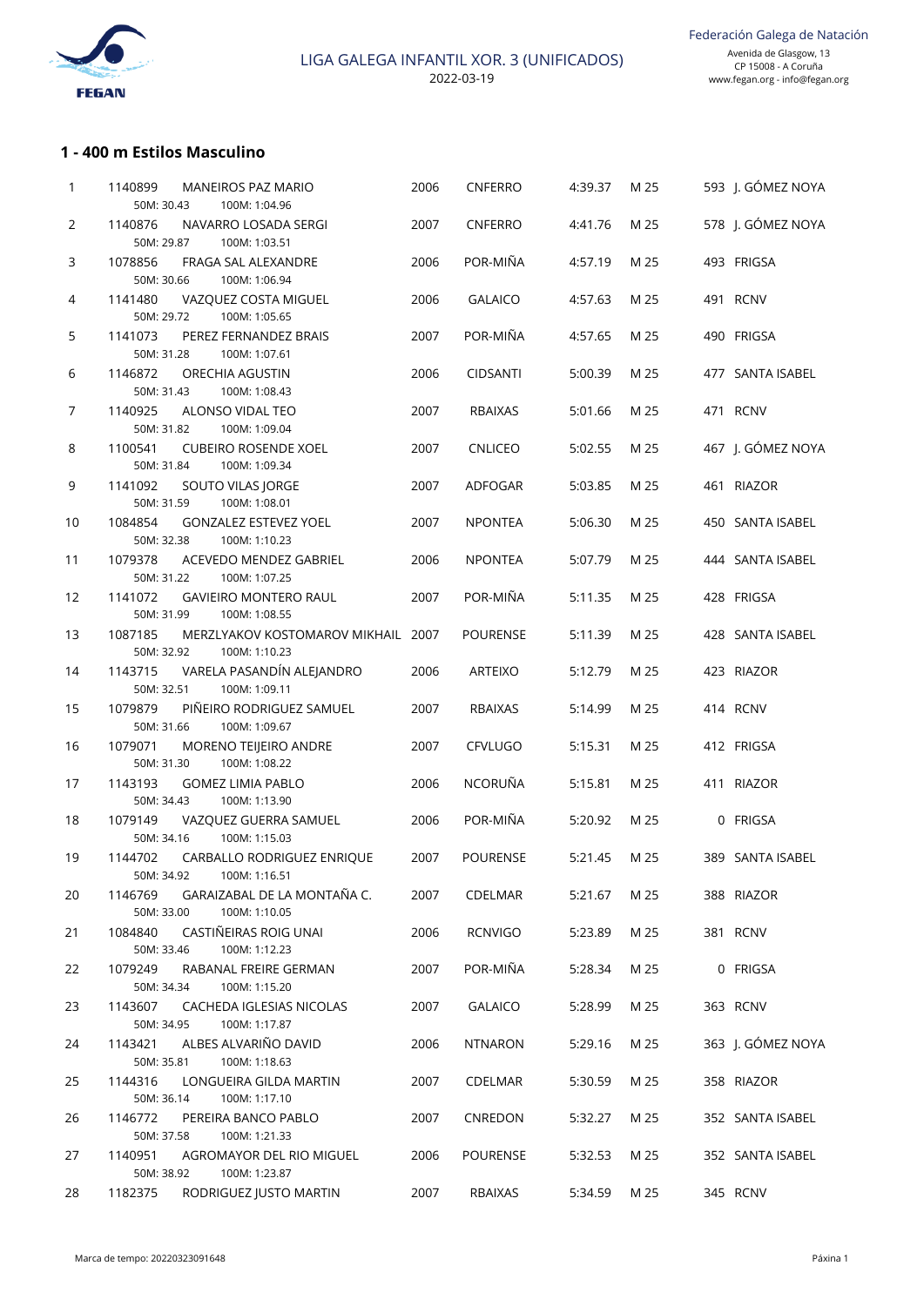FEGAN

LIGA GALEGA INFANTIL XOR. 3 (UNIFICADOS)
2022-03-19

Federación Galega de Natación
Avenida de Glasgow, 13
CP 15008 - A Coruña
www.fegan.org - info@fegan.org

### 1 - 400 m Estilos Masculino

| Pos | Licencia | Nombre | Año | Club | Tiempo | Piscina | Puntos | Sede |
|---|---|---|---|---|---|---|---|---|
| 1 | 1140899 | MANEIROS PAZ MARIO<br>50M: 30.43 100M: 1:04.96 | 2006 | CNFERRO | 4:39.37 | M 25 | 593 | J. GÓMEZ NOYA |
| 2 | 1140876 | NAVARRO LOSADA SERGI<br>50M: 29.87 100M: 1:03.51 | 2007 | CNFERRO | 4:41.76 | M 25 | 578 | J. GÓMEZ NOYA |
| 3 | 1078856 | FRAGA SAL ALEXANDRE<br>50M: 30.66 100M: 1:06.94 | 2006 | POR-MIÑA | 4:57.19 | M 25 | 493 | FRIGSA |
| 4 | 1141480 | VAZQUEZ COSTA MIGUEL<br>50M: 29.72 100M: 1:05.65 | 2006 | GALAICO | 4:57.63 | M 25 | 491 | RCNV |
| 5 | 1141073 | PEREZ FERNANDEZ BRAIS<br>50M: 31.28 100M: 1:07.61 | 2007 | POR-MIÑA | 4:57.65 | M 25 | 490 | FRIGSA |
| 6 | 1146872 | ORECHIA AGUSTIN<br>50M: 31.43 100M: 1:08.43 | 2006 | CIDSANTI | 5:00.39 | M 25 | 477 | SANTA ISABEL |
| 7 | 1140925 | ALONSO VIDAL TEO<br>50M: 31.82 100M: 1:09.04 | 2007 | RBAIXAS | 5:01.66 | M 25 | 471 | RCNV |
| 8 | 1100541 | CUBEIRO ROSENDE XOEL<br>50M: 31.84 100M: 1:09.34 | 2007 | CNLICEO | 5:02.55 | M 25 | 467 | J. GÓMEZ NOYA |
| 9 | 1141092 | SOUTO VILAS JORGE<br>50M: 31.59 100M: 1:08.01 | 2007 | ADFOGAR | 5:03.85 | M 25 | 461 | RIAZOR |
| 10 | 1084854 | GONZALEZ ESTEVEZ YOEL<br>50M: 32.38 100M: 1:10.23 | 2007 | NPONTEA | 5:06.30 | M 25 | 450 | SANTA ISABEL |
| 11 | 1079378 | ACEVEDO MENDEZ GABRIEL<br>50M: 31.22 100M: 1:07.25 | 2006 | NPONTEA | 5:07.79 | M 25 | 444 | SANTA ISABEL |
| 12 | 1141072 | GAVIEIRO MONTERO RAUL<br>50M: 31.99 100M: 1:08.55 | 2007 | POR-MIÑA | 5:11.35 | M 25 | 428 | FRIGSA |
| 13 | 1087185 | MERZLYAKOV KOSTOMAROV MIKHAIL<br>50M: 32.92 100M: 1:10.23 | 2007 | POURENSE | 5:11.39 | M 25 | 428 | SANTA ISABEL |
| 14 | 1143715 | VARELA PASANDÍN ALEJANDRO<br>50M: 32.51 100M: 1:09.11 | 2006 | ARTEIXO | 5:12.79 | M 25 | 423 | RIAZOR |
| 15 | 1079879 | PIÑEIRO RODRIGUEZ SAMUEL<br>50M: 31.66 100M: 1:09.67 | 2007 | RBAIXAS | 5:14.99 | M 25 | 414 | RCNV |
| 16 | 1079071 | MORENO TEIJEIRO ANDRE<br>50M: 31.30 100M: 1:08.22 | 2007 | CFVLUGO | 5:15.31 | M 25 | 412 | FRIGSA |
| 17 | 1143193 | GOMEZ LIMIA PABLO<br>50M: 34.43 100M: 1:13.90 | 2006 | NCORUÑA | 5:15.81 | M 25 | 411 | RIAZOR |
| 18 | 1079149 | VAZQUEZ GUERRA SAMUEL<br>50M: 34.16 100M: 1:15.03 | 2006 | POR-MIÑA | 5:20.92 | M 25 | 0 | FRIGSA |
| 19 | 1144702 | CARBALLO RODRIGUEZ ENRIQUE<br>50M: 34.92 100M: 1:16.51 | 2007 | POURENSE | 5:21.45 | M 25 | 389 | SANTA ISABEL |
| 20 | 1146769 | GARAIZABAL DE LA MONTAÑA C.<br>50M: 33.00 100M: 1:10.05 | 2007 | CDELMAR | 5:21.67 | M 25 | 388 | RIAZOR |
| 21 | 1084840 | CASTIÑEIRAS ROIG UNAI<br>50M: 33.46 100M: 1:12.23 | 2006 | RCNVIGO | 5:23.89 | M 25 | 381 | RCNV |
| 22 | 1079249 | RABANAL FREIRE GERMAN<br>50M: 34.34 100M: 1:15.20 | 2007 | POR-MIÑA | 5:28.34 | M 25 | 0 | FRIGSA |
| 23 | 1143607 | CACHEDA IGLESIAS NICOLAS<br>50M: 34.95 100M: 1:17.87 | 2007 | GALAICO | 5:28.99 | M 25 | 363 | RCNV |
| 24 | 1143421 | ALBES ALVARIÑO DAVID<br>50M: 35.81 100M: 1:18.63 | 2006 | NTNARON | 5:29.16 | M 25 | 363 | J. GÓMEZ NOYA |
| 25 | 1144316 | LONGUEIRA GILDA MARTIN<br>50M: 36.14 100M: 1:17.10 | 2007 | CDELMAR | 5:30.59 | M 25 | 358 | RIAZOR |
| 26 | 1146772 | PEREIRA BANCO PABLO<br>50M: 37.58 100M: 1:21.33 | 2007 | CNREDON | 5:32.27 | M 25 | 352 | SANTA ISABEL |
| 27 | 1140951 | AGROMAYOR DEL RIO MIGUEL<br>50M: 38.92 100M: 1:23.87 | 2006 | POURENSE | 5:32.53 | M 25 | 352 | SANTA ISABEL |
| 28 | 1182375 | RODRIGUEZ JUSTO MARTIN | 2007 | RBAIXAS | 5:34.59 | M 25 | 345 | RCNV |

Marca de tempo: 20220323091648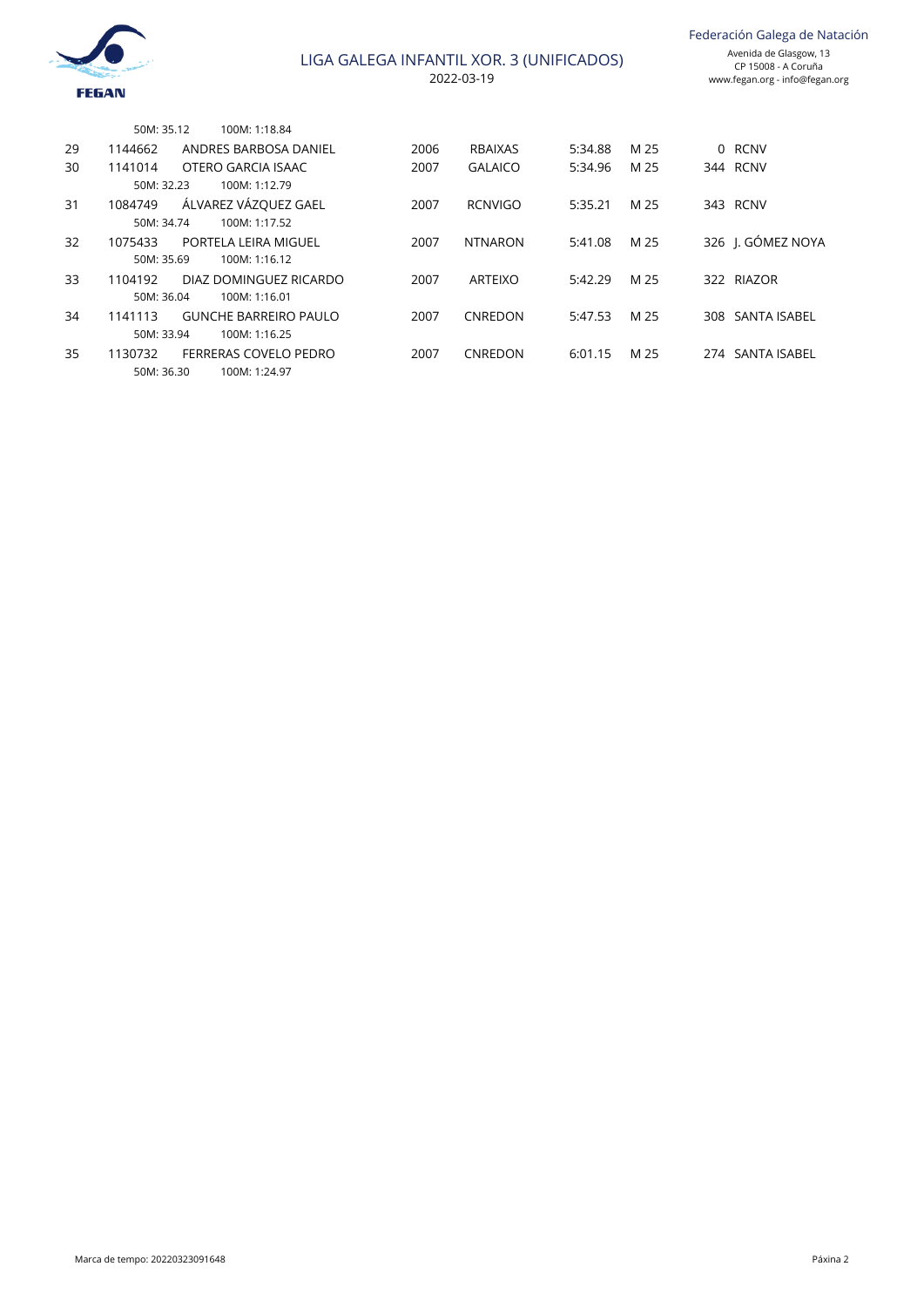# LIGA GALEGA INFANTIL XOR. 3 (UNIFICADOS)

2022-03-19

Federación Galega de Natación
Avenida de Glasgow, 13
CP 15008 - A Coruña
www.fegan.org - info@fegan.org

| | | | | | | | | |
|---|---|---|---|---|---|---|---|---|
| | | 50M: 35.12 100M: 1:18.84 | | | | | | |
| 29 | 1144662 | ANDRES BARBOSA DANIEL | 2006 | RBAIXAS | 5:34.88 | M 25 | 0 | RCNV |
| 30 | 1141014 | OTERO GARCIA ISAAC | 2007 | GALAICO | 5:34.96 | M 25 | 344 | RCNV |
| | | 50M: 32.23 100M: 1:12.79 | | | | | | |
| 31 | 1084749 | ÁLVAREZ VÁZQUEZ GAEL | 2007 | RCNVIGO | 5:35.21 | M 25 | 343 | RCNV |
| | | 50M: 34.74 100M: 1:17.52 | | | | | | |
| 32 | 1075433 | PORTELA LEIRA MIGUEL | 2007 | NTNARON | 5:41.08 | M 25 | 326 | J. GÓMEZ NOYA |
| | | 50M: 35.69 100M: 1:16.12 | | | | | | |
| 33 | 1104192 | DIAZ DOMINGUEZ RICARDO | 2007 | ARTEIXO | 5:42.29 | M 25 | 322 | RIAZOR |
| | | 50M: 36.04 100M: 1:16.01 | | | | | | |
| 34 | 1141113 | GUNCHE BARREIRO PAULO | 2007 | CNREDON | 5:47.53 | M 25 | 308 | SANTA ISABEL |
| | | 50M: 33.94 100M: 1:16.25 | | | | | | |
| 35 | 1130732 | FERRERAS COVELO PEDRO | 2007 | CNREDON | 6:01.15 | M 25 | 274 | SANTA ISABEL |
| | | 50M: 36.30 100M: 1:24.97 | | | | | | |

Marca de tempo: 20220323091648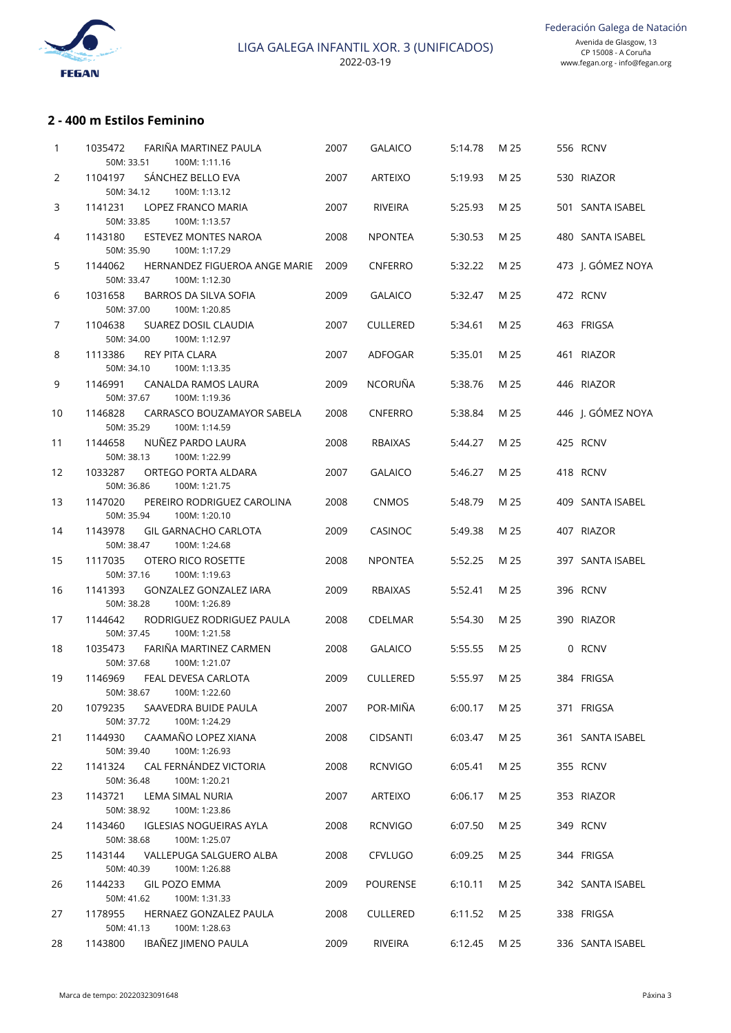LIGA GALEGA INFANTIL XOR. 3 (UNIFICADOS)
2022-03-19

Federación Galega de Natación
Avenida de Glasgow, 13
CP 15008 - A Coruña
www.fegan.org - info@fegan.org

## 2 - 400 m Estilos Feminino

| Pos | Licencia | Nombre | Año | Club | Tiempo | Piscina | Puntos | Sede |
|---|---|---|---|---|---|---|---|---|
| 1 | 1035472 | FARIÑA MARTINEZ PAULA<br>50M: 33.51 100M: 1:11.16 | 2007 | GALAICO | 5:14.78 | M 25 | 556 | RCNV |
| 2 | 1104197 | SÁNCHEZ BELLO EVA<br>50M: 34.12 100M: 1:13.12 | 2007 | ARTEIXO | 5:19.93 | M 25 | 530 | RIAZOR |
| 3 | 1141231 | LOPEZ FRANCO MARIA<br>50M: 33.85 100M: 1:13.57 | 2007 | RIVEIRA | 5:25.93 | M 25 | 501 | SANTA ISABEL |
| 4 | 1143180 | ESTEVEZ MONTES NAROA<br>50M: 35.90 100M: 1:17.29 | 2008 | NPONTEA | 5:30.53 | M 25 | 480 | SANTA ISABEL |
| 5 | 1144062 | HERNANDEZ FIGUEROA ANGE MARIE<br>50M: 33.47 100M: 1:12.30 | 2009 | CNFERRO | 5:32.22 | M 25 | 473 | J. GÓMEZ NOYA |
| 6 | 1031658 | BARROS DA SILVA SOFIA<br>50M: 37.00 100M: 1:20.85 | 2009 | GALAICO | 5:32.47 | M 25 | 472 | RCNV |
| 7 | 1104638 | SUAREZ DOSIL CLAUDIA<br>50M: 34.00 100M: 1:12.97 | 2007 | CULLERED | 5:34.61 | M 25 | 463 | FRIGSA |
| 8 | 1113386 | REY PITA CLARA<br>50M: 34.10 100M: 1:13.35 | 2007 | ADFOGAR | 5:35.01 | M 25 | 461 | RIAZOR |
| 9 | 1146991 | CANALDA RAMOS LAURA<br>50M: 37.67 100M: 1:19.36 | 2009 | NCORUÑA | 5:38.76 | M 25 | 446 | RIAZOR |
| 10 | 1146828 | CARRASCO BOUZAMAYOR SABELA<br>50M: 35.29 100M: 1:14.59 | 2008 | CNFERRO | 5:38.84 | M 25 | 446 | J. GÓMEZ NOYA |
| 11 | 1144658 | NUÑEZ PARDO LAURA<br>50M: 38.13 100M: 1:22.99 | 2008 | RBAIXAS | 5:44.27 | M 25 | 425 | RCNV |
| 12 | 1033287 | ORTEGO PORTA ALDARA<br>50M: 36.86 100M: 1:21.75 | 2007 | GALAICO | 5:46.27 | M 25 | 418 | RCNV |
| 13 | 1147020 | PEREIRO RODRIGUEZ CAROLINA<br>50M: 35.94 100M: 1:20.10 | 2008 | CNMOS | 5:48.79 | M 25 | 409 | SANTA ISABEL |
| 14 | 1143978 | GIL GARNACHO CARLOTA<br>50M: 38.47 100M: 1:24.68 | 2009 | CASINOC | 5:49.38 | M 25 | 407 | RIAZOR |
| 15 | 1117035 | OTERO RICO ROSETTE<br>50M: 37.16 100M: 1:19.63 | 2008 | NPONTEA | 5:52.25 | M 25 | 397 | SANTA ISABEL |
| 16 | 1141393 | GONZALEZ GONZALEZ IARA<br>50M: 38.28 100M: 1:26.89 | 2009 | RBAIXAS | 5:52.41 | M 25 | 396 | RCNV |
| 17 | 1144642 | RODRIGUEZ RODRIGUEZ PAULA<br>50M: 37.45 100M: 1:21.58 | 2008 | CDELMAR | 5:54.30 | M 25 | 390 | RIAZOR |
| 18 | 1035473 | FARIÑA MARTINEZ CARMEN<br>50M: 37.68 100M: 1:21.07 | 2008 | GALAICO | 5:55.55 | M 25 | 0 | RCNV |
| 19 | 1146969 | FEAL DEVESA CARLOTA<br>50M: 38.67 100M: 1:22.60 | 2009 | CULLERED | 5:55.97 | M 25 | 384 | FRIGSA |
| 20 | 1079235 | SAAVEDRA BUIDE PAULA<br>50M: 37.72 100M: 1:24.29 | 2007 | POR-MIÑA | 6:00.17 | M 25 | 371 | FRIGSA |
| 21 | 1144930 | CAAMAÑO LOPEZ XIANA<br>50M: 39.40 100M: 1:26.93 | 2008 | CIDSANTI | 6:03.47 | M 25 | 361 | SANTA ISABEL |
| 22 | 1141324 | CAL FERNÁNDEZ VICTORIA<br>50M: 36.48 100M: 1:20.21 | 2008 | RCNVIGO | 6:05.41 | M 25 | 355 | RCNV |
| 23 | 1143721 | LEMA SIMAL NURIA<br>50M: 38.92 100M: 1:23.86 | 2007 | ARTEIXO | 6:06.17 | M 25 | 353 | RIAZOR |
| 24 | 1143460 | IGLESIAS NOGUEIRAS AYLA<br>50M: 38.68 100M: 1:25.07 | 2008 | RCNVIGO | 6:07.50 | M 25 | 349 | RCNV |
| 25 | 1143144 | VALLEPUGA SALGUERO ALBA<br>50M: 40.39 100M: 1:26.88 | 2008 | CFVLUGO | 6:09.25 | M 25 | 344 | FRIGSA |
| 26 | 1144233 | GIL POZO EMMA<br>50M: 41.62 100M: 1:31.33 | 2009 | POURENSE | 6:10.11 | M 25 | 342 | SANTA ISABEL |
| 27 | 1178955 | HERNAEZ GONZALEZ PAULA<br>50M: 41.13 100M: 1:28.63 | 2008 | CULLERED | 6:11.52 | M 25 | 338 | FRIGSA |
| 28 | 1143800 | IBAÑEZ JIMENO PAULA | 2009 | RIVEIRA | 6:12.45 | M 25 | 336 | SANTA ISABEL |

Marca de tempo: 20220323091648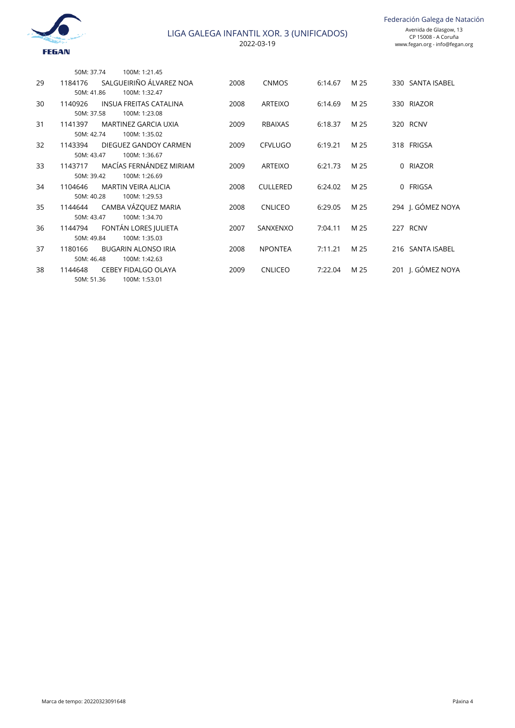| | | | | | | | | |
|---|---|---|---|---|---|---|---|---|
| | 50M: 37.74 | 100M: 1:21.45 | | | | | | |
| 29 | 1184176 | SALGUEIRIÑO ÁLVAREZ NOA | 2008 | CNMOS | 6:14.67 | M 25 | 330 | SANTA ISABEL |
| | 50M: 41.86 | 100M: 1:32.47 | | | | | | |
| 30 | 1140926 | INSUA FREITAS CATALINA | 2008 | ARTEIXO | 6:14.69 | M 25 | 330 | RIAZOR |
| | 50M: 37.58 | 100M: 1:23.08 | | | | | | |
| 31 | 1141397 | MARTINEZ GARCIA UXIA | 2009 | RBAIXAS | 6:18.37 | M 25 | 320 | RCNV |
| | 50M: 42.74 | 100M: 1:35.02 | | | | | | |
| 32 | 1143394 | DIEGUEZ GANDOY CARMEN | 2009 | CFVLUGO | 6:19.21 | M 25 | 318 | FRIGSA |
| | 50M: 43.47 | 100M: 1:36.67 | | | | | | |
| 33 | 1143717 | MACÍAS FERNÁNDEZ MIRIAM | 2009 | ARTEIXO | 6:21.73 | M 25 | 0 | RIAZOR |
| | 50M: 39.42 | 100M: 1:26.69 | | | | | | |
| 34 | 1104646 | MARTIN VEIRA ALICIA | 2008 | CULLERED | 6:24.02 | M 25 | 0 | FRIGSA |
| | 50M: 40.28 | 100M: 1:29.53 | | | | | | |
| 35 | 1144644 | CAMBA VÁZQUEZ MARIA | 2008 | CNLICEO | 6:29.05 | M 25 | 294 | J. GÓMEZ NOYA |
| | 50M: 43.47 | 100M: 1:34.70 | | | | | | |
| 36 | 1144794 | FONTÁN LORES JULIETA | 2007 | SANXENXO | 7:04.11 | M 25 | 227 | RCNV |
| | 50M: 49.84 | 100M: 1:35.03 | | | | | | |
| 37 | 1180166 | BUGARIN ALONSO IRIA | 2008 | NPONTEA | 7:11.21 | M 25 | 216 | SANTA ISABEL |
| | 50M: 46.48 | 100M: 1:42.63 | | | | | | |
| 38 | 1144648 | CEBEY FIDALGO OLAYA | 2009 | CNLICEO | 7:22.04 | M 25 | 201 | J. GÓMEZ NOYA |
| | 50M: 51.36 | 100M: 1:53.01 | | | | | | |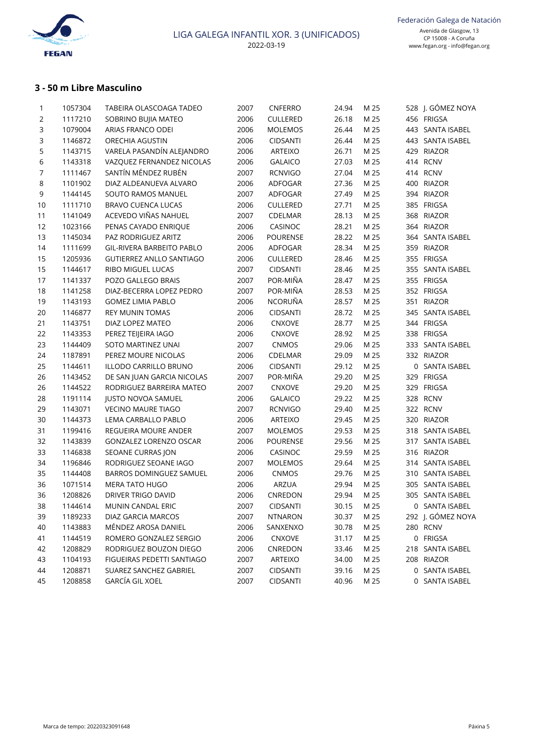LIGA GALEGA INFANTIL XOR. 3 (UNIFICADOS)
2022-03-19

Federación Galega de Natación
Avenida de Glasgow, 13
CP 15008 - A Coruña
www.fegan.org - info@fegan.org

### 3 - 50 m Libre Masculino

| | | | | | | | | |
|---|---|---|---|---|---|---|---|---|
| 1 | 1057304 | TABEIRA OLASCOAGA TADEO | 2007 | CNFERRO | 24.94 | M 25 | 528 | J. GÓMEZ NOYA |
| 2 | 1117210 | SOBRINO BUJIA MATEO | 2006 | CULLERED | 26.18 | M 25 | 456 | FRIGSA |
| 3 | 1079004 | ARIAS FRANCO ODEI | 2006 | MOLEMOS | 26.44 | M 25 | 443 | SANTA ISABEL |
| 3 | 1146872 | ORECHIA AGUSTIN | 2006 | CIDSANTI | 26.44 | M 25 | 443 | SANTA ISABEL |
| 5 | 1143715 | VARELA PASANDÍN ALEJANDRO | 2006 | ARTEIXO | 26.71 | M 25 | 429 | RIAZOR |
| 6 | 1143318 | VAZQUEZ FERNANDEZ NICOLAS | 2006 | GALAICO | 27.03 | M 25 | 414 | RCNV |
| 7 | 1111467 | SANTÍN MÉNDEZ RUBÉN | 2007 | RCNVIGO | 27.04 | M 25 | 414 | RCNV |
| 8 | 1101902 | DIAZ ALDEANUEVA ALVARO | 2006 | ADFOGAR | 27.36 | M 25 | 400 | RIAZOR |
| 9 | 1144145 | SOUTO RAMOS MANUEL | 2007 | ADFOGAR | 27.49 | M 25 | 394 | RIAZOR |
| 10 | 1111710 | BRAVO CUENCA LUCAS | 2006 | CULLERED | 27.71 | M 25 | 385 | FRIGSA |
| 11 | 1141049 | ACEVEDO VIÑAS NAHUEL | 2007 | CDELMAR | 28.13 | M 25 | 368 | RIAZOR |
| 12 | 1023166 | PENAS CAYADO ENRIQUE | 2006 | CASINOC | 28.21 | M 25 | 364 | RIAZOR |
| 13 | 1145034 | PAZ RODRIGUEZ ARITZ | 2006 | POURENSE | 28.22 | M 25 | 364 | SANTA ISABEL |
| 14 | 1111699 | GIL-RIVERA BARBEITO PABLO | 2006 | ADFOGAR | 28.34 | M 25 | 359 | RIAZOR |
| 15 | 1205936 | GUTIERREZ ANLLO SANTIAGO | 2006 | CULLERED | 28.46 | M 25 | 355 | FRIGSA |
| 15 | 1144617 | RIBO MIGUEL LUCAS | 2007 | CIDSANTI | 28.46 | M 25 | 355 | SANTA ISABEL |
| 17 | 1141337 | POZO GALLEGO BRAIS | 2007 | POR-MIÑA | 28.47 | M 25 | 355 | FRIGSA |
| 18 | 1141258 | DIAZ-BECERRA LOPEZ PEDRO | 2007 | POR-MIÑA | 28.53 | M 25 | 352 | FRIGSA |
| 19 | 1143193 | GOMEZ LIMIA PABLO | 2006 | NCORUÑA | 28.57 | M 25 | 351 | RIAZOR |
| 20 | 1146877 | REY MUNIN TOMAS | 2006 | CIDSANTI | 28.72 | M 25 | 345 | SANTA ISABEL |
| 21 | 1143751 | DIAZ LOPEZ MATEO | 2006 | CNXOVE | 28.77 | M 25 | 344 | FRIGSA |
| 22 | 1143353 | PEREZ TEIJEIRA IAGO | 2006 | CNXOVE | 28.92 | M 25 | 338 | FRIGSA |
| 23 | 1144409 | SOTO MARTINEZ UNAI | 2007 | CNMOS | 29.06 | M 25 | 333 | SANTA ISABEL |
| 24 | 1187891 | PEREZ MOURE NICOLAS | 2006 | CDELMAR | 29.09 | M 25 | 332 | RIAZOR |
| 25 | 1144611 | ILLODO CARRILLO BRUNO | 2006 | CIDSANTI | 29.12 | M 25 | 0 | SANTA ISABEL |
| 26 | 1143452 | DE SAN JUAN GARCIA NICOLAS | 2007 | POR-MIÑA | 29.20 | M 25 | 329 | FRIGSA |
| 26 | 1144522 | RODRIGUEZ BARREIRA MATEO | 2007 | CNXOVE | 29.20 | M 25 | 329 | FRIGSA |
| 28 | 1191114 | JUSTO NOVOA SAMUEL | 2006 | GALAICO | 29.22 | M 25 | 328 | RCNV |
| 29 | 1143071 | VECINO MAURE TIAGO | 2007 | RCNVIGO | 29.40 | M 25 | 322 | RCNV |
| 30 | 1144373 | LEMA CARBALLO PABLO | 2006 | ARTEIXO | 29.45 | M 25 | 320 | RIAZOR |
| 31 | 1199416 | REGUEIRA MOURE ANDER | 2007 | MOLEMOS | 29.53 | M 25 | 318 | SANTA ISABEL |
| 32 | 1143839 | GONZALEZ LORENZO OSCAR | 2006 | POURENSE | 29.56 | M 25 | 317 | SANTA ISABEL |
| 33 | 1146838 | SEOANE CURRAS JON | 2006 | CASINOC | 29.59 | M 25 | 316 | RIAZOR |
| 34 | 1196846 | RODRIGUEZ SEOANE IAGO | 2007 | MOLEMOS | 29.64 | M 25 | 314 | SANTA ISABEL |
| 35 | 1144408 | BARROS DOMINGUEZ SAMUEL | 2006 | CNMOS | 29.76 | M 25 | 310 | SANTA ISABEL |
| 36 | 1071514 | MERA TATO HUGO | 2006 | ARZUA | 29.94 | M 25 | 305 | SANTA ISABEL |
| 36 | 1208826 | DRIVER TRIGO DAVID | 2006 | CNREDON | 29.94 | M 25 | 305 | SANTA ISABEL |
| 38 | 1144614 | MUNIN CANDAL ERIC | 2007 | CIDSANTI | 30.15 | M 25 | 0 | SANTA ISABEL |
| 39 | 1189233 | DIAZ GARCIA MARCOS | 2007 | NTNARON | 30.37 | M 25 | 292 | J. GÓMEZ NOYA |
| 40 | 1143883 | MÉNDEZ AROSA DANIEL | 2006 | SANXENXO | 30.78 | M 25 | 280 | RCNV |
| 41 | 1144519 | ROMERO GONZALEZ SERGIO | 2006 | CNXOVE | 31.17 | M 25 | 0 | FRIGSA |
| 42 | 1208829 | RODRIGUEZ BOUZON DIEGO | 2006 | CNREDON | 33.46 | M 25 | 218 | SANTA ISABEL |
| 43 | 1104193 | FIGUEIRAS PEDETTI SANTIAGO | 2007 | ARTEIXO | 34.00 | M 25 | 208 | RIAZOR |
| 44 | 1208871 | SUAREZ SANCHEZ GABRIEL | 2007 | CIDSANTI | 39.16 | M 25 | 0 | SANTA ISABEL |
| 45 | 1208858 | GARCÍA GIL XOEL | 2007 | CIDSANTI | 40.96 | M 25 | 0 | SANTA ISABEL |

Marca de tempo: 20220323091648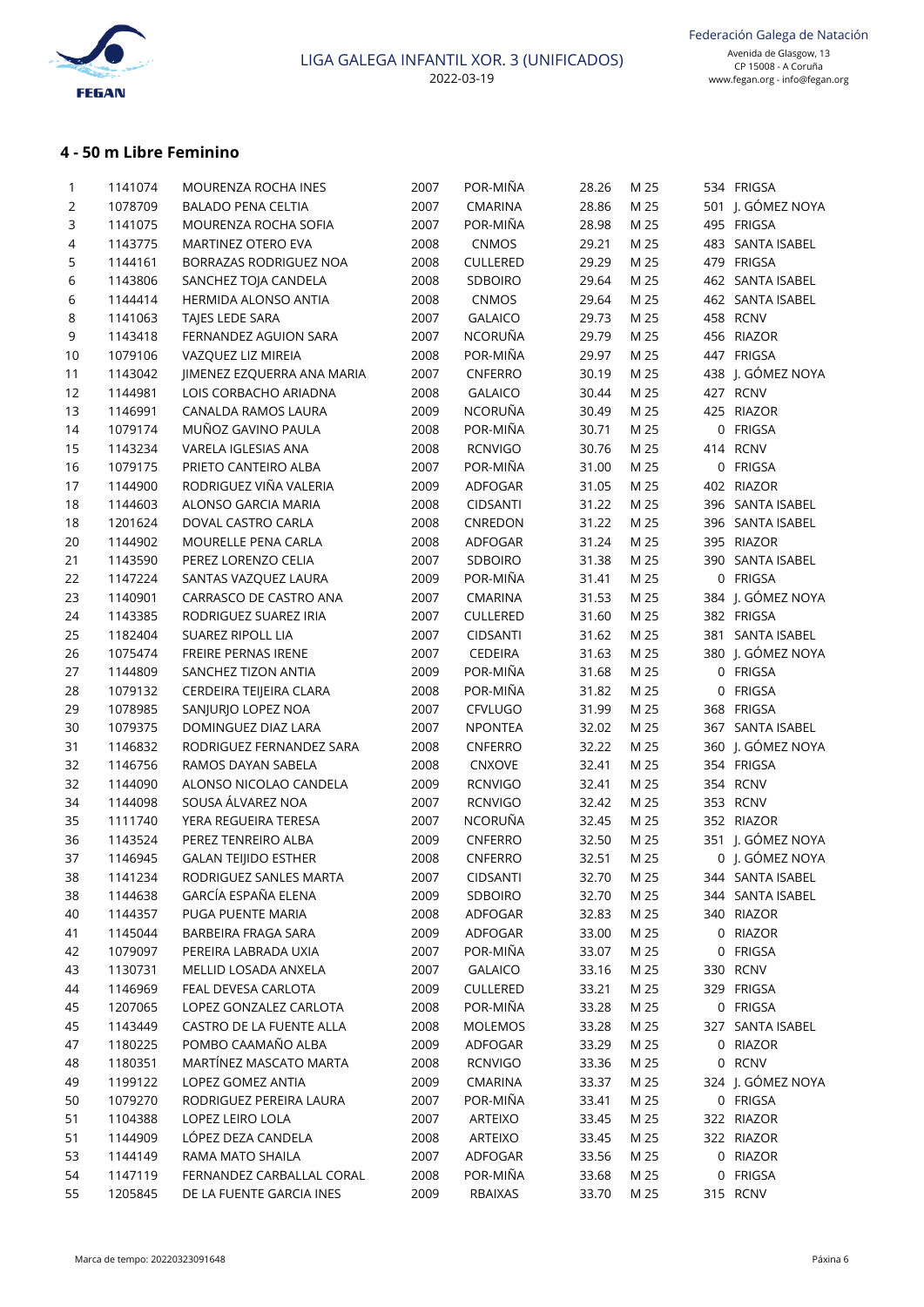LIGA GALEGA INFANTIL XOR. 3 (UNIFICADOS)
2022-03-19

Federación Galega de Natación
Avenida de Glasgow, 13
CP 15008 - A Coruña
www.fegan.org - info@fegan.org

## 4 - 50 m Libre Feminino

| | | | | | | | | |
|---|---|---|---|---|---|---|---|---|
| 1 | 1141074 | MOURENZA ROCHA INES | 2007 | POR-MIÑA | 28.26 | M 25 | 534 | FRIGSA |
| 2 | 1078709 | BALADO PENA CELTIA | 2007 | CMARINA | 28.86 | M 25 | 501 | J. GÓMEZ NOYA |
| 3 | 1141075 | MOURENZA ROCHA SOFIA | 2007 | POR-MIÑA | 28.98 | M 25 | 495 | FRIGSA |
| 4 | 1143775 | MARTINEZ OTERO EVA | 2008 | CNMOS | 29.21 | M 25 | 483 | SANTA ISABEL |
| 5 | 1144161 | BORRAZAS RODRIGUEZ NOA | 2008 | CULLERED | 29.29 | M 25 | 479 | FRIGSA |
| 6 | 1143806 | SANCHEZ TOJA CANDELA | 2008 | SDBOIRO | 29.64 | M 25 | 462 | SANTA ISABEL |
| 6 | 1144414 | HERMIDA ALONSO ANTIA | 2008 | CNMOS | 29.64 | M 25 | 462 | SANTA ISABEL |
| 8 | 1141063 | TAJES LEDE SARA | 2007 | GALAICO | 29.73 | M 25 | 458 | RCNV |
| 9 | 1143418 | FERNANDEZ AGUION SARA | 2007 | NCORUÑA | 29.79 | M 25 | 456 | RIAZOR |
| 10 | 1079106 | VAZQUEZ LIZ MIREIA | 2008 | POR-MIÑA | 29.97 | M 25 | 447 | FRIGSA |
| 11 | 1143042 | JIMENEZ EZQUERRA ANA MARIA | 2007 | CNFERRO | 30.19 | M 25 | 438 | J. GÓMEZ NOYA |
| 12 | 1144981 | LOIS CORBACHO ARIADNA | 2008 | GALAICO | 30.44 | M 25 | 427 | RCNV |
| 13 | 1146991 | CANALDA RAMOS LAURA | 2009 | NCORUÑA | 30.49 | M 25 | 425 | RIAZOR |
| 14 | 1079174 | MUÑOZ GAVINO PAULA | 2008 | POR-MIÑA | 30.71 | M 25 | 0 | FRIGSA |
| 15 | 1143234 | VARELA IGLESIAS ANA | 2008 | RCNVIGO | 30.76 | M 25 | 414 | RCNV |
| 16 | 1079175 | PRIETO CANTEIRO ALBA | 2007 | POR-MIÑA | 31.00 | M 25 | 0 | FRIGSA |
| 17 | 1144900 | RODRIGUEZ VIÑA VALERIA | 2009 | ADFOGAR | 31.05 | M 25 | 402 | RIAZOR |
| 18 | 1144603 | ALONSO GARCIA MARIA | 2008 | CIDSANTI | 31.22 | M 25 | 396 | SANTA ISABEL |
| 18 | 1201624 | DOVAL CASTRO CARLA | 2008 | CNREDON | 31.22 | M 25 | 396 | SANTA ISABEL |
| 20 | 1144902 | MOURELLE PENA CARLA | 2008 | ADFOGAR | 31.24 | M 25 | 395 | RIAZOR |
| 21 | 1143590 | PEREZ LORENZO CELIA | 2007 | SDBOIRO | 31.38 | M 25 | 390 | SANTA ISABEL |
| 22 | 1147224 | SANTAS VAZQUEZ LAURA | 2009 | POR-MIÑA | 31.41 | M 25 | 0 | FRIGSA |
| 23 | 1140901 | CARRASCO DE CASTRO ANA | 2007 | CMARINA | 31.53 | M 25 | 384 | J. GÓMEZ NOYA |
| 24 | 1143385 | RODRIGUEZ SUAREZ IRIA | 2007 | CULLERED | 31.60 | M 25 | 382 | FRIGSA |
| 25 | 1182404 | SUAREZ RIPOLL LIA | 2007 | CIDSANTI | 31.62 | M 25 | 381 | SANTA ISABEL |
| 26 | 1075474 | FREIRE PERNAS IRENE | 2007 | CEDEIRA | 31.63 | M 25 | 380 | J. GÓMEZ NOYA |
| 27 | 1144809 | SANCHEZ TIZON ANTIA | 2009 | POR-MIÑA | 31.68 | M 25 | 0 | FRIGSA |
| 28 | 1079132 | CERDEIRA TEIJEIRA CLARA | 2008 | POR-MIÑA | 31.82 | M 25 | 0 | FRIGSA |
| 29 | 1078985 | SANJURJO LOPEZ NOA | 2007 | CFVLUGO | 31.99 | M 25 | 368 | FRIGSA |
| 30 | 1079375 | DOMINGUEZ DIAZ LARA | 2007 | NPONTEA | 32.02 | M 25 | 367 | SANTA ISABEL |
| 31 | 1146832 | RODRIGUEZ FERNANDEZ SARA | 2008 | CNFERRO | 32.22 | M 25 | 360 | J. GÓMEZ NOYA |
| 32 | 1146756 | RAMOS DAYAN SABELA | 2008 | CNXOVE | 32.41 | M 25 | 354 | FRIGSA |
| 32 | 1144090 | ALONSO NICOLAO CANDELA | 2009 | RCNVIGO | 32.41 | M 25 | 354 | RCNV |
| 34 | 1144098 | SOUSA ÁLVAREZ NOA | 2007 | RCNVIGO | 32.42 | M 25 | 353 | RCNV |
| 35 | 1111740 | YERA REGUEIRA TERESA | 2007 | NCORUÑA | 32.45 | M 25 | 352 | RIAZOR |
| 36 | 1143524 | PEREZ TENREIRO ALBA | 2009 | CNFERRO | 32.50 | M 25 | 351 | J. GÓMEZ NOYA |
| 37 | 1146945 | GALAN TEIJIDO ESTHER | 2008 | CNFERRO | 32.51 | M 25 | 0 | J. GÓMEZ NOYA |
| 38 | 1141234 | RODRIGUEZ SANLES MARTA | 2007 | CIDSANTI | 32.70 | M 25 | 344 | SANTA ISABEL |
| 38 | 1144638 | GARCÍA ESPAÑA ELENA | 2009 | SDBOIRO | 32.70 | M 25 | 344 | SANTA ISABEL |
| 40 | 1144357 | PUGA PUENTE MARIA | 2008 | ADFOGAR | 32.83 | M 25 | 340 | RIAZOR |
| 41 | 1145044 | BARBEIRA FRAGA SARA | 2009 | ADFOGAR | 33.00 | M 25 | 0 | RIAZOR |
| 42 | 1079097 | PEREIRA LABRADA UXIA | 2007 | POR-MIÑA | 33.07 | M 25 | 0 | FRIGSA |
| 43 | 1130731 | MELLID LOSADA ANXELA | 2007 | GALAICO | 33.16 | M 25 | 330 | RCNV |
| 44 | 1146969 | FEAL DEVESA CARLOTA | 2009 | CULLERED | 33.21 | M 25 | 329 | FRIGSA |
| 45 | 1207065 | LOPEZ GONZALEZ CARLOTA | 2008 | POR-MIÑA | 33.28 | M 25 | 0 | FRIGSA |
| 45 | 1143449 | CASTRO DE LA FUENTE ALLA | 2008 | MOLEMOS | 33.28 | M 25 | 327 | SANTA ISABEL |
| 47 | 1180225 | POMBO CAAMAÑO ALBA | 2009 | ADFOGAR | 33.29 | M 25 | 0 | RIAZOR |
| 48 | 1180351 | MARTÍNEZ MASCATO MARTA | 2008 | RCNVIGO | 33.36 | M 25 | 0 | RCNV |
| 49 | 1199122 | LOPEZ GOMEZ ANTIA | 2009 | CMARINA | 33.37 | M 25 | 324 | J. GÓMEZ NOYA |
| 50 | 1079270 | RODRIGUEZ PEREIRA LAURA | 2007 | POR-MIÑA | 33.41 | M 25 | 0 | FRIGSA |
| 51 | 1104388 | LOPEZ LEIRO LOLA | 2007 | ARTEIXO | 33.45 | M 25 | 322 | RIAZOR |
| 51 | 1144909 | LÓPEZ DEZA CANDELA | 2008 | ARTEIXO | 33.45 | M 25 | 322 | RIAZOR |
| 53 | 1144149 | RAMA MATO SHAILA | 2007 | ADFOGAR | 33.56 | M 25 | 0 | RIAZOR |
| 54 | 1147119 | FERNANDEZ CARBALLAL CORAL | 2008 | POR-MIÑA | 33.68 | M 25 | 0 | FRIGSA |
| 55 | 1205845 | DE LA FUENTE GARCIA INES | 2009 | RBAIXAS | 33.70 | M 25 | 315 | RCNV |

Marca de tempo: 20220323091648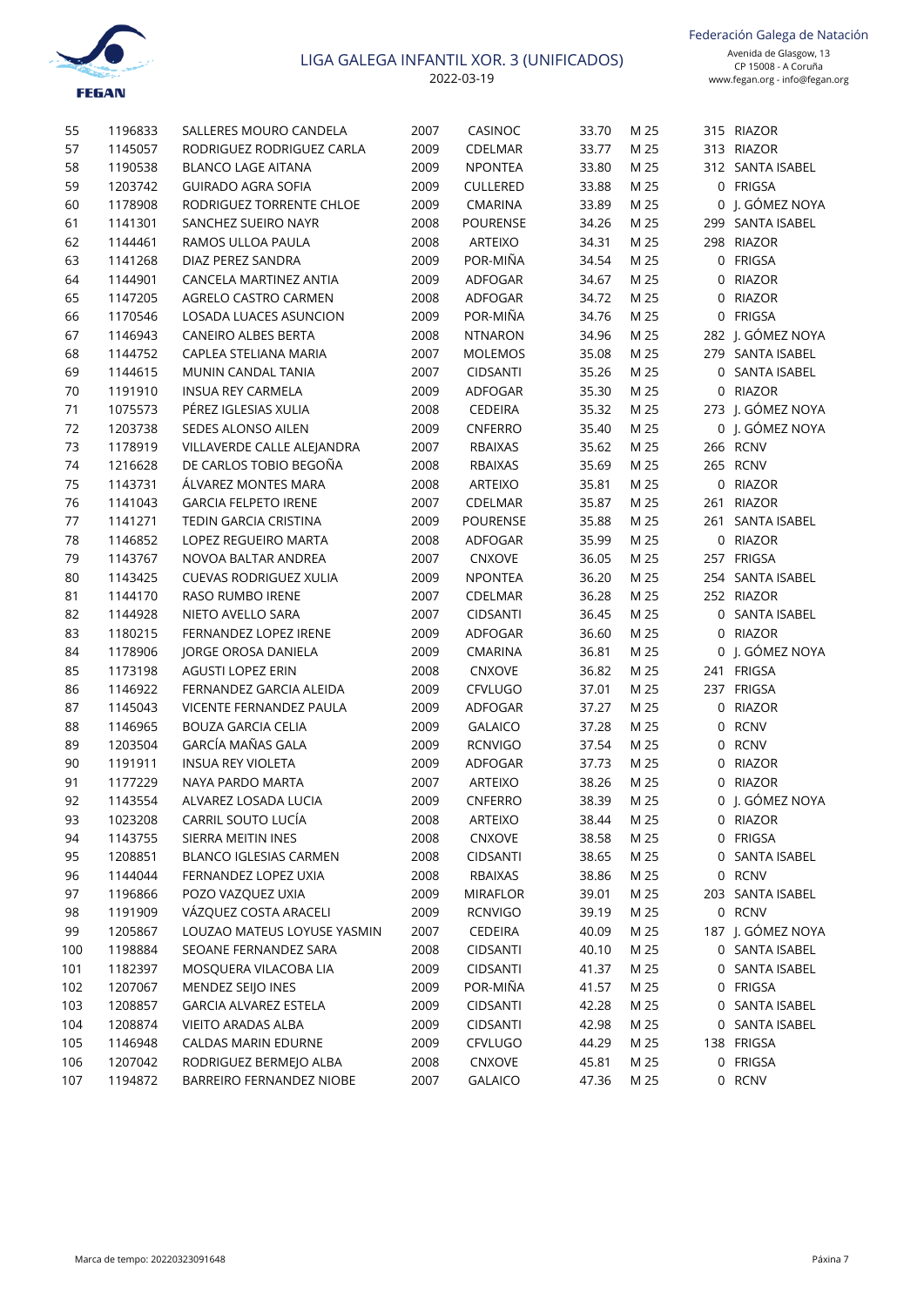| | | | | | | | | |
|---|---|---|---|---|---|---|---|---|
| 55 | 1196833 | SALLERES MOURO CANDELA | 2007 | CASINOC | 33.70 | M 25 | 315 | RIAZOR |
| 57 | 1145057 | RODRIGUEZ RODRIGUEZ CARLA | 2009 | CDELMAR | 33.77 | M 25 | 313 | RIAZOR |
| 58 | 1190538 | BLANCO LAGE AITANA | 2009 | NPONTEA | 33.80 | M 25 | 312 | SANTA ISABEL |
| 59 | 1203742 | GUIRADO AGRA SOFIA | 2009 | CULLERED | 33.88 | M 25 | 0 | FRIGSA |
| 60 | 1178908 | RODRIGUEZ TORRENTE CHLOE | 2009 | CMARINA | 33.89 | M 25 | 0 | J. GÓMEZ NOYA |
| 61 | 1141301 | SANCHEZ SUEIRO NAYR | 2008 | POURENSE | 34.26 | M 25 | 299 | SANTA ISABEL |
| 62 | 1144461 | RAMOS ULLOA PAULA | 2008 | ARTEIXO | 34.31 | M 25 | 298 | RIAZOR |
| 63 | 1141268 | DIAZ PEREZ SANDRA | 2009 | POR-MIÑA | 34.54 | M 25 | 0 | FRIGSA |
| 64 | 1144901 | CANCELA MARTINEZ ANTIA | 2009 | ADFOGAR | 34.67 | M 25 | 0 | RIAZOR |
| 65 | 1147205 | AGRELO CASTRO CARMEN | 2008 | ADFOGAR | 34.72 | M 25 | 0 | RIAZOR |
| 66 | 1170546 | LOSADA LUACES ASUNCION | 2009 | POR-MIÑA | 34.76 | M 25 | 0 | FRIGSA |
| 67 | 1146943 | CANEIRO ALBES BERTA | 2008 | NTNARON | 34.96 | M 25 | 282 | J. GÓMEZ NOYA |
| 68 | 1144752 | CAPLEA STELIANA MARIA | 2007 | MOLEMOS | 35.08 | M 25 | 279 | SANTA ISABEL |
| 69 | 1144615 | MUNIN CANDAL TANIA | 2007 | CIDSANTI | 35.26 | M 25 | 0 | SANTA ISABEL |
| 70 | 1191910 | INSUA REY CARMELA | 2009 | ADFOGAR | 35.30 | M 25 | 0 | RIAZOR |
| 71 | 1075573 | PÉREZ IGLESIAS XULIA | 2008 | CEDEIRA | 35.32 | M 25 | 273 | J. GÓMEZ NOYA |
| 72 | 1203738 | SEDES ALONSO AILEN | 2009 | CNFERRO | 35.40 | M 25 | 0 | J. GÓMEZ NOYA |
| 73 | 1178919 | VILLAVERDE CALLE ALEJANDRA | 2007 | RBAIXAS | 35.62 | M 25 | 266 | RCNV |
| 74 | 1216628 | DE CARLOS TOBIO BEGOÑA | 2008 | RBAIXAS | 35.69 | M 25 | 265 | RCNV |
| 75 | 1143731 | ÁLVAREZ MONTES MARA | 2008 | ARTEIXO | 35.81 | M 25 | 0 | RIAZOR |
| 76 | 1141043 | GARCIA FELPETO IRENE | 2007 | CDELMAR | 35.87 | M 25 | 261 | RIAZOR |
| 77 | 1141271 | TEDIN GARCIA CRISTINA | 2009 | POURENSE | 35.88 | M 25 | 261 | SANTA ISABEL |
| 78 | 1146852 | LOPEZ REGUEIRO MARTA | 2008 | ADFOGAR | 35.99 | M 25 | 0 | RIAZOR |
| 79 | 1143767 | NOVOA BALTAR ANDREA | 2007 | CNXOVE | 36.05 | M 25 | 257 | FRIGSA |
| 80 | 1143425 | CUEVAS RODRIGUEZ XULIA | 2009 | NPONTEA | 36.20 | M 25 | 254 | SANTA ISABEL |
| 81 | 1144170 | RASO RUMBO IRENE | 2007 | CDELMAR | 36.28 | M 25 | 252 | RIAZOR |
| 82 | 1144928 | NIETO AVELLO SARA | 2007 | CIDSANTI | 36.45 | M 25 | 0 | SANTA ISABEL |
| 83 | 1180215 | FERNANDEZ LOPEZ IRENE | 2009 | ADFOGAR | 36.60 | M 25 | 0 | RIAZOR |
| 84 | 1178906 | JORGE OROSA DANIELA | 2009 | CMARINA | 36.81 | M 25 | 0 | J. GÓMEZ NOYA |
| 85 | 1173198 | AGUSTI LOPEZ ERIN | 2008 | CNXOVE | 36.82 | M 25 | 241 | FRIGSA |
| 86 | 1146922 | FERNANDEZ GARCIA ALEIDA | 2009 | CFVLUGO | 37.01 | M 25 | 237 | FRIGSA |
| 87 | 1145043 | VICENTE FERNANDEZ PAULA | 2009 | ADFOGAR | 37.27 | M 25 | 0 | RIAZOR |
| 88 | 1146965 | BOUZA GARCIA CELIA | 2009 | GALAICO | 37.28 | M 25 | 0 | RCNV |
| 89 | 1203504 | GARCÍA MAÑAS GALA | 2009 | RCNVIGO | 37.54 | M 25 | 0 | RCNV |
| 90 | 1191911 | INSUA REY VIOLETA | 2009 | ADFOGAR | 37.73 | M 25 | 0 | RIAZOR |
| 91 | 1177229 | NAYA PARDO MARTA | 2007 | ARTEIXO | 38.26 | M 25 | 0 | RIAZOR |
| 92 | 1143554 | ALVAREZ LOSADA LUCIA | 2009 | CNFERRO | 38.39 | M 25 | 0 | J. GÓMEZ NOYA |
| 93 | 1023208 | CARRIL SOUTO LUCÍA | 2008 | ARTEIXO | 38.44 | M 25 | 0 | RIAZOR |
| 94 | 1143755 | SIERRA MEITIN INES | 2008 | CNXOVE | 38.58 | M 25 | 0 | FRIGSA |
| 95 | 1208851 | BLANCO IGLESIAS CARMEN | 2008 | CIDSANTI | 38.65 | M 25 | 0 | SANTA ISABEL |
| 96 | 1144044 | FERNANDEZ LOPEZ UXIA | 2008 | RBAIXAS | 38.86 | M 25 | 0 | RCNV |
| 97 | 1196866 | POZO VAZQUEZ UXIA | 2009 | MIRAFLOR | 39.01 | M 25 | 203 | SANTA ISABEL |
| 98 | 1191909 | VÁZQUEZ COSTA ARACELI | 2009 | RCNVIGO | 39.19 | M 25 | 0 | RCNV |
| 99 | 1205867 | LOUZAO MATEUS LOYUSE YASMIN | 2007 | CEDEIRA | 40.09 | M 25 | 187 | J. GÓMEZ NOYA |
| 100 | 1198884 | SEOANE FERNANDEZ SARA | 2008 | CIDSANTI | 40.10 | M 25 | 0 | SANTA ISABEL |
| 101 | 1182397 | MOSQUERA VILACOBA LIA | 2009 | CIDSANTI | 41.37 | M 25 | 0 | SANTA ISABEL |
| 102 | 1207067 | MENDEZ SEIJO INES | 2009 | POR-MIÑA | 41.57 | M 25 | 0 | FRIGSA |
| 103 | 1208857 | GARCIA ALVAREZ ESTELA | 2009 | CIDSANTI | 42.28 | M 25 | 0 | SANTA ISABEL |
| 104 | 1208874 | VIEITO ARADAS ALBA | 2009 | CIDSANTI | 42.98 | M 25 | 0 | SANTA ISABEL |
| 105 | 1146948 | CALDAS MARIN EDURNE | 2009 | CFVLUGO | 44.29 | M 25 | 138 | FRIGSA |
| 106 | 1207042 | RODRIGUEZ BERMEJO ALBA | 2008 | CNXOVE | 45.81 | M 25 | 0 | FRIGSA |
| 107 | 1194872 | BARREIRO FERNANDEZ NIOBE | 2007 | GALAICO | 47.36 | M 25 | 0 | RCNV |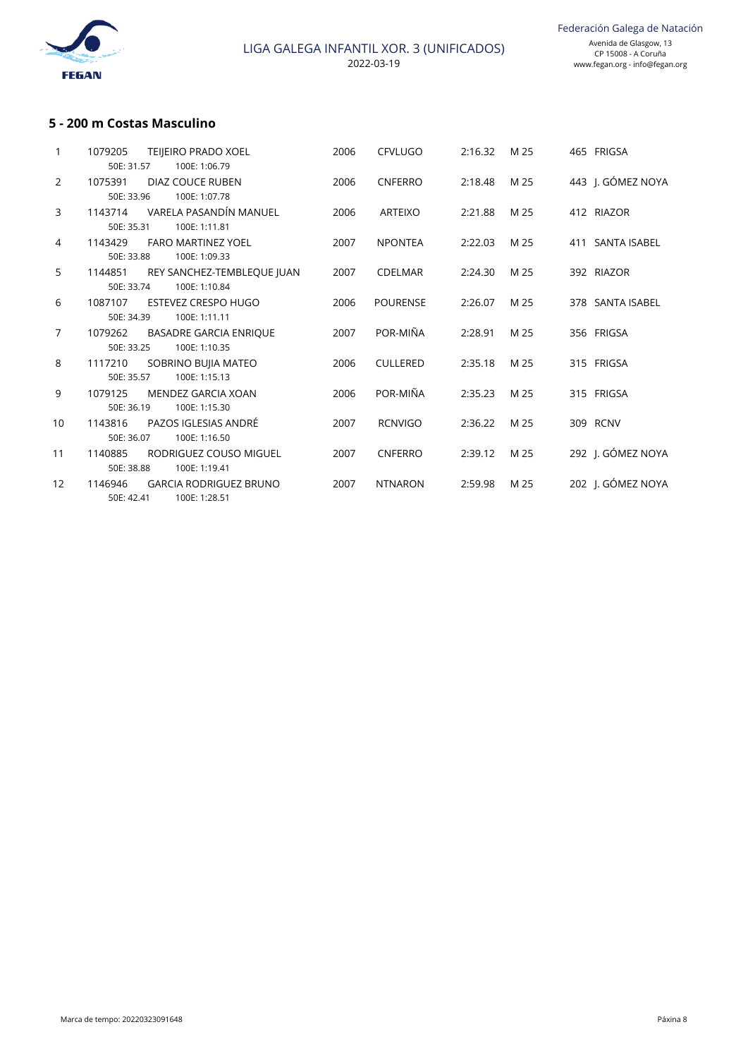## 5 - 200 m Costas Masculino

| | | | | | | | | |
|---|---|---|---|---|---|---|---|---|
| 1 | 1079205 | TEIJEIRO PRADO XOEL | 2006 | CFVLUGO | 2:16.32 | M 25 | 465 | FRIGSA |
| | 50E: 31.57 | 100E: 1:06.79 | | | | | | |
| 2 | 1075391 | DIAZ COUCE RUBEN | 2006 | CNFERRO | 2:18.48 | M 25 | 443 | J. GÓMEZ NOYA |
| | 50E: 33.96 | 100E: 1:07.78 | | | | | | |
| 3 | 1143714 | VARELA PASANDÍN MANUEL | 2006 | ARTEIXO | 2:21.88 | M 25 | 412 | RIAZOR |
| | 50E: 35.31 | 100E: 1:11.81 | | | | | | |
| 4 | 1143429 | FARO MARTINEZ YOEL | 2007 | NPONTEA | 2:22.03 | M 25 | 411 | SANTA ISABEL |
| | 50E: 33.88 | 100E: 1:09.33 | | | | | | |
| 5 | 1144851 | REY SANCHEZ-TEMBLEQUE JUAN | 2007 | CDELMAR | 2:24.30 | M 25 | 392 | RIAZOR |
| | 50E: 33.74 | 100E: 1:10.84 | | | | | | |
| 6 | 1087107 | ESTEVEZ CRESPO HUGO | 2006 | POURENSE | 2:26.07 | M 25 | 378 | SANTA ISABEL |
| | 50E: 34.39 | 100E: 1:11.11 | | | | | | |
| 7 | 1079262 | BASADRE GARCIA ENRIQUE | 2007 | POR-MIÑA | 2:28.91 | M 25 | 356 | FRIGSA |
| | 50E: 33.25 | 100E: 1:10.35 | | | | | | |
| 8 | 1117210 | SOBRINO BUJIA MATEO | 2006 | CULLERED | 2:35.18 | M 25 | 315 | FRIGSA |
| | 50E: 35.57 | 100E: 1:15.13 | | | | | | |
| 9 | 1079125 | MENDEZ GARCIA XOAN | 2006 | POR-MIÑA | 2:35.23 | M 25 | 315 | FRIGSA |
| | 50E: 36.19 | 100E: 1:15.30 | | | | | | |
| 10 | 1143816 | PAZOS IGLESIAS ANDRÉ | 2007 | RCNVIGO | 2:36.22 | M 25 | 309 | RCNV |
| | 50E: 36.07 | 100E: 1:16.50 | | | | | | |
| 11 | 1140885 | RODRIGUEZ COUSO MIGUEL | 2007 | CNFERRO | 2:39.12 | M 25 | 292 | J. GÓMEZ NOYA |
| | 50E: 38.88 | 100E: 1:19.41 | | | | | | |
| 12 | 1146946 | GARCIA RODRIGUEZ BRUNO | 2007 | NTNARON | 2:59.98 | M 25 | 202 | J. GÓMEZ NOYA |
| | 50E: 42.41 | 100E: 1:28.51 | | | | | | |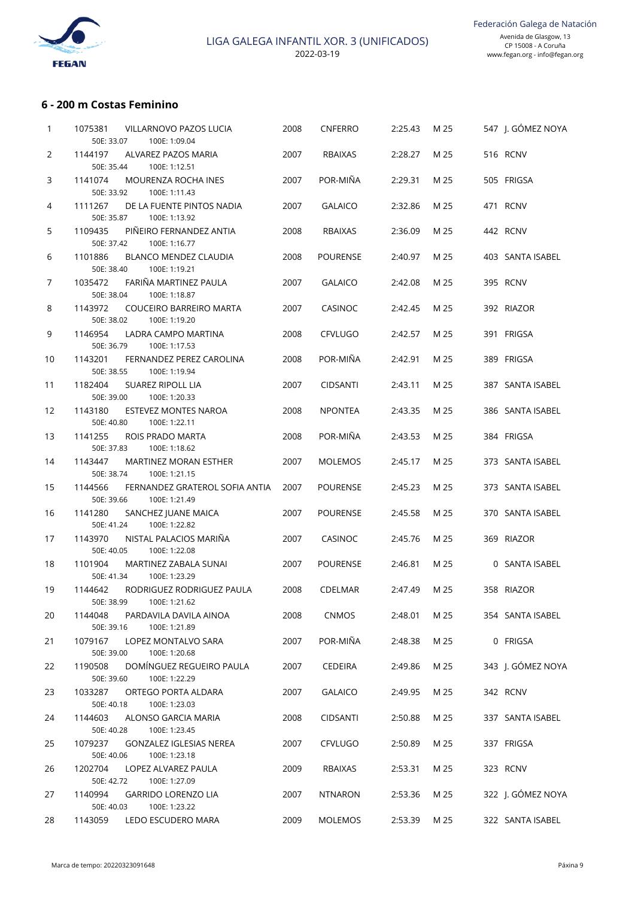## 6 - 200 m Costas Feminino

| Pos. | Licenza | Nome | Ano | Club | Tempo | Piscina | Puntos | Lugar |
|---|---|---|---|---|---|---|---|---|
| 1 | 1075381 | VILLARNOVO PAZOS LUCIA<br>50E: 33.07 100E: 1:09.04 | 2008 | CNFERRO | 2:25.43 | M 25 | 547 | J. GÓMEZ NOYA |
| 2 | 1144197 | ALVAREZ PAZOS MARIA<br>50E: 35.44 100E: 1:12.51 | 2007 | RBAIXAS | 2:28.27 | M 25 | 516 | RCNV |
| 3 | 1141074 | MOURENZA ROCHA INES<br>50E: 33.92 100E: 1:11.43 | 2007 | POR-MIÑA | 2:29.31 | M 25 | 505 | FRIGSA |
| 4 | 1111267 | DE LA FUENTE PINTOS NADIA<br>50E: 35.87 100E: 1:13.92 | 2007 | GALAICO | 2:32.86 | M 25 | 471 | RCNV |
| 5 | 1109435 | PIÑEIRO FERNANDEZ ANTIA<br>50E: 37.42 100E: 1:16.77 | 2008 | RBAIXAS | 2:36.09 | M 25 | 442 | RCNV |
| 6 | 1101886 | BLANCO MENDEZ CLAUDIA<br>50E: 38.40 100E: 1:19.21 | 2008 | POURENSE | 2:40.97 | M 25 | 403 | SANTA ISABEL |
| 7 | 1035472 | FARIÑA MARTINEZ PAULA<br>50E: 38.04 100E: 1:18.87 | 2007 | GALAICO | 2:42.08 | M 25 | 395 | RCNV |
| 8 | 1143972 | COUCEIRO BARREIRO MARTA<br>50E: 38.02 100E: 1:19.20 | 2007 | CASINOC | 2:42.45 | M 25 | 392 | RIAZOR |
| 9 | 1146954 | LADRA CAMPO MARTINA<br>50E: 36.79 100E: 1:17.53 | 2008 | CFVLUGO | 2:42.57 | M 25 | 391 | FRIGSA |
| 10 | 1143201 | FERNANDEZ PEREZ CAROLINA<br>50E: 38.55 100E: 1:19.94 | 2008 | POR-MIÑA | 2:42.91 | M 25 | 389 | FRIGSA |
| 11 | 1182404 | SUAREZ RIPOLL LIA<br>50E: 39.00 100E: 1:20.33 | 2007 | CIDSANTI | 2:43.11 | M 25 | 387 | SANTA ISABEL |
| 12 | 1143180 | ESTEVEZ MONTES NAROA<br>50E: 40.80 100E: 1:22.11 | 2008 | NPONTEA | 2:43.35 | M 25 | 386 | SANTA ISABEL |
| 13 | 1141255 | ROIS PRADO MARTA<br>50E: 37.83 100E: 1:18.62 | 2008 | POR-MIÑA | 2:43.53 | M 25 | 384 | FRIGSA |
| 14 | 1143447 | MARTINEZ MORAN ESTHER<br>50E: 38.74 100E: 1:21.15 | 2007 | MOLEMOS | 2:45.17 | M 25 | 373 | SANTA ISABEL |
| 15 | 1144566 | FERNANDEZ GRATEROL SOFIA ANTIA<br>50E: 39.66 100E: 1:21.49 | 2007 | POURENSE | 2:45.23 | M 25 | 373 | SANTA ISABEL |
| 16 | 1141280 | SANCHEZ JUANE MAICA<br>50E: 41.24 100E: 1:22.82 | 2007 | POURENSE | 2:45.58 | M 25 | 370 | SANTA ISABEL |
| 17 | 1143970 | NISTAL PALACIOS MARIÑA<br>50E: 40.05 100E: 1:22.08 | 2007 | CASINOC | 2:45.76 | M 25 | 369 | RIAZOR |
| 18 | 1101904 | MARTINEZ ZABALA SUNAI<br>50E: 41.34 100E: 1:23.29 | 2007 | POURENSE | 2:46.81 | M 25 | 0 | SANTA ISABEL |
| 19 | 1144642 | RODRIGUEZ RODRIGUEZ PAULA<br>50E: 38.99 100E: 1:21.62 | 2008 | CDELMAR | 2:47.49 | M 25 | 358 | RIAZOR |
| 20 | 1144048 | PARDAVILA DAVILA AINOA<br>50E: 39.16 100E: 1:21.89 | 2008 | CNMOS | 2:48.01 | M 25 | 354 | SANTA ISABEL |
| 21 | 1079167 | LOPEZ MONTALVO SARA<br>50E: 39.00 100E: 1:20.68 | 2007 | POR-MIÑA | 2:48.38 | M 25 | 0 | FRIGSA |
| 22 | 1190508 | DOMÍNGUEZ REGUEIRO PAULA<br>50E: 39.60 100E: 1:22.29 | 2007 | CEDEIRA | 2:49.86 | M 25 | 343 | J. GÓMEZ NOYA |
| 23 | 1033287 | ORTEGO PORTA ALDARA<br>50E: 40.18 100E: 1:23.03 | 2007 | GALAICO | 2:49.95 | M 25 | 342 | RCNV |
| 24 | 1144603 | ALONSO GARCIA MARIA<br>50E: 40.28 100E: 1:23.45 | 2008 | CIDSANTI | 2:50.88 | M 25 | 337 | SANTA ISABEL |
| 25 | 1079237 | GONZALEZ IGLESIAS NEREA<br>50E: 40.06 100E: 1:23.18 | 2007 | CFVLUGO | 2:50.89 | M 25 | 337 | FRIGSA |
| 26 | 1202704 | LOPEZ ALVAREZ PAULA<br>50E: 42.72 100E: 1:27.09 | 2009 | RBAIXAS | 2:53.31 | M 25 | 323 | RCNV |
| 27 | 1140994 | GARRIDO LORENZO LIA<br>50E: 40.03 100E: 1:23.22 | 2007 | NTNARON | 2:53.36 | M 25 | 322 | J. GÓMEZ NOYA |
| 28 | 1143059 | LEDO ESCUDERO MARA | 2009 | MOLEMOS | 2:53.39 | M 25 | 322 | SANTA ISABEL |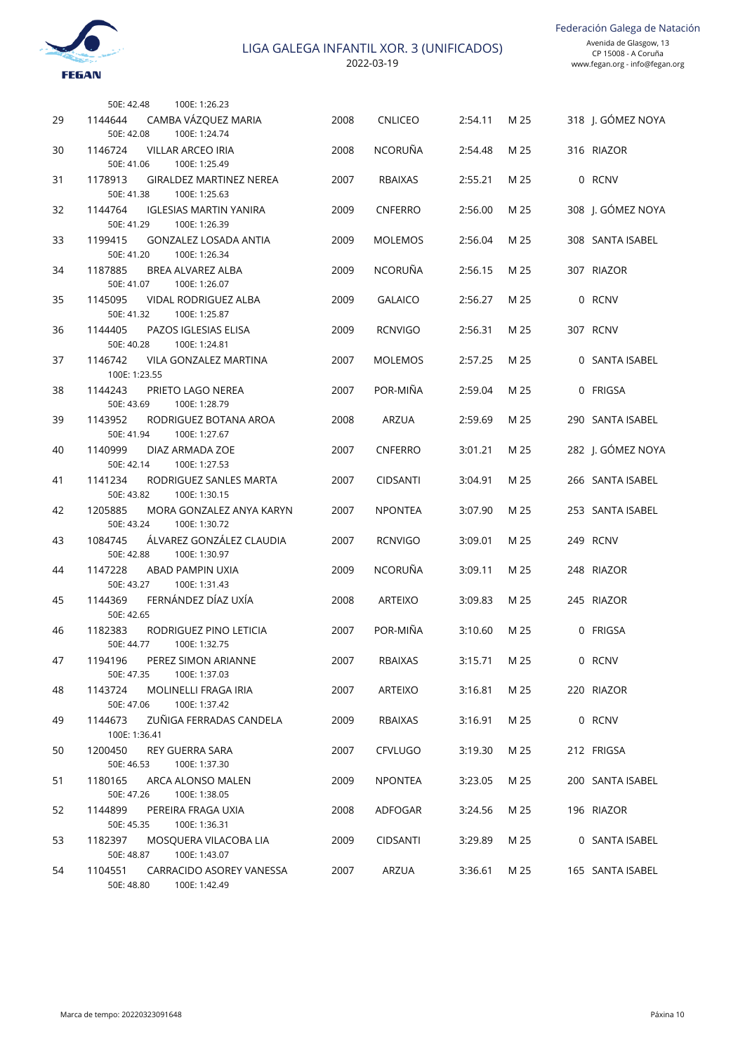# LIGA GALEGA INFANTIL XOR. 3 (UNIFICADOS)

2022-03-19

Federación Galega de Natación
Avenida de Glasgow, 13
CP 15008 - A Coruña
www.fegan.org - info@fegan.org

50E: 42.48 100E: 1:26.23

| Pos | Licenza | Nome | Ano | Club | Tempo | Cat | Puntos | Piscina |
|---|---|---|---|---|---|---|---|---|
| 29 | 1144644 | CAMBA VÁZQUEZ MARIA<br>50E: 42.08 100E: 1:24.74 | 2008 | CNLICEO | 2:54.11 | M 25 | 318 | J. GÓMEZ NOYA |
| 30 | 1146724 | VILLAR ARCEO IRIA<br>50E: 41.06 100E: 1:25.49 | 2008 | NCORUÑA | 2:54.48 | M 25 | 316 | RIAZOR |
| 31 | 1178913 | GIRALDEZ MARTINEZ NEREA<br>50E: 41.38 100E: 1:25.63 | 2007 | RBAIXAS | 2:55.21 | M 25 | 0 | RCNV |
| 32 | 1144764 | IGLESIAS MARTIN YANIRA<br>50E: 41.29 100E: 1:26.39 | 2009 | CNFERRO | 2:56.00 | M 25 | 308 | J. GÓMEZ NOYA |
| 33 | 1199415 | GONZALEZ LOSADA ANTIA<br>50E: 41.20 100E: 1:26.34 | 2009 | MOLEMOS | 2:56.04 | M 25 | 308 | SANTA ISABEL |
| 34 | 1187885 | BREA ALVAREZ ALBA<br>50E: 41.07 100E: 1:26.07 | 2009 | NCORUÑA | 2:56.15 | M 25 | 307 | RIAZOR |
| 35 | 1145095 | VIDAL RODRIGUEZ ALBA<br>50E: 41.32 100E: 1:25.87 | 2009 | GALAICO | 2:56.27 | M 25 | 0 | RCNV |
| 36 | 1144405 | PAZOS IGLESIAS ELISA<br>50E: 40.28 100E: 1:24.81 | 2009 | RCNVIGO | 2:56.31 | M 25 | 307 | RCNV |
| 37 | 1146742 | VILA GONZALEZ MARTINA<br>100E: 1:23.55 | 2007 | MOLEMOS | 2:57.25 | M 25 | 0 | SANTA ISABEL |
| 38 | 1144243 | PRIETO LAGO NEREA<br>50E: 43.69 100E: 1:28.79 | 2007 | POR-MIÑA | 2:59.04 | M 25 | 0 | FRIGSA |
| 39 | 1143952 | RODRIGUEZ BOTANA AROA<br>50E: 41.94 100E: 1:27.67 | 2008 | ARZUA | 2:59.69 | M 25 | 290 | SANTA ISABEL |
| 40 | 1140999 | DIAZ ARMADA ZOE<br>50E: 42.14 100E: 1:27.53 | 2007 | CNFERRO | 3:01.21 | M 25 | 282 | J. GÓMEZ NOYA |
| 41 | 1141234 | RODRIGUEZ SANLES MARTA<br>50E: 43.82 100E: 1:30.15 | 2007 | CIDSANTI | 3:04.91 | M 25 | 266 | SANTA ISABEL |
| 42 | 1205885 | MORA GONZALEZ ANYA KARYN<br>50E: 43.24 100E: 1:30.72 | 2007 | NPONTEA | 3:07.90 | M 25 | 253 | SANTA ISABEL |
| 43 | 1084745 | ÁLVAREZ GONZÁLEZ CLAUDIA<br>50E: 42.88 100E: 1:30.97 | 2007 | RCNVIGO | 3:09.01 | M 25 | 249 | RCNV |
| 44 | 1147228 | ABAD PAMPIN UXIA<br>50E: 43.27 100E: 1:31.43 | 2009 | NCORUÑA | 3:09.11 | M 25 | 248 | RIAZOR |
| 45 | 1144369 | FERNÁNDEZ DÍAZ UXÍA<br>50E: 42.65 | 2008 | ARTEIXO | 3:09.83 | M 25 | 245 | RIAZOR |
| 46 | 1182383 | RODRIGUEZ PINO LETICIA<br>50E: 44.77 100E: 1:32.75 | 2007 | POR-MIÑA | 3:10.60 | M 25 | 0 | FRIGSA |
| 47 | 1194196 | PEREZ SIMON ARIANNE<br>50E: 47.35 100E: 1:37.03 | 2007 | RBAIXAS | 3:15.71 | M 25 | 0 | RCNV |
| 48 | 1143724 | MOLINELLI FRAGA IRIA<br>50E: 47.06 100E: 1:37.42 | 2007 | ARTEIXO | 3:16.81 | M 25 | 220 | RIAZOR |
| 49 | 1144673 | ZUÑIGA FERRADAS CANDELA<br>100E: 1:36.41 | 2009 | RBAIXAS | 3:16.91 | M 25 | 0 | RCNV |
| 50 | 1200450 | REY GUERRA SARA<br>50E: 46.53 100E: 1:37.30 | 2007 | CFVLUGO | 3:19.30 | M 25 | 212 | FRIGSA |
| 51 | 1180165 | ARCA ALONSO MALEN<br>50E: 47.26 100E: 1:38.05 | 2009 | NPONTEA | 3:23.05 | M 25 | 200 | SANTA ISABEL |
| 52 | 1144899 | PEREIRA FRAGA UXIA<br>50E: 45.35 100E: 1:36.31 | 2008 | ADFOGAR | 3:24.56 | M 25 | 196 | RIAZOR |
| 53 | 1182397 | MOSQUERA VILACOBA LIA<br>50E: 48.87 100E: 1:43.07 | 2009 | CIDSANTI | 3:29.89 | M 25 | 0 | SANTA ISABEL |
| 54 | 1104551 | CARRACIDO ASOREY VANESSA<br>50E: 48.80 100E: 1:42.49 | 2007 | ARZUA | 3:36.61 | M 25 | 165 | SANTA ISABEL |

Marca de tempo: 20220323091648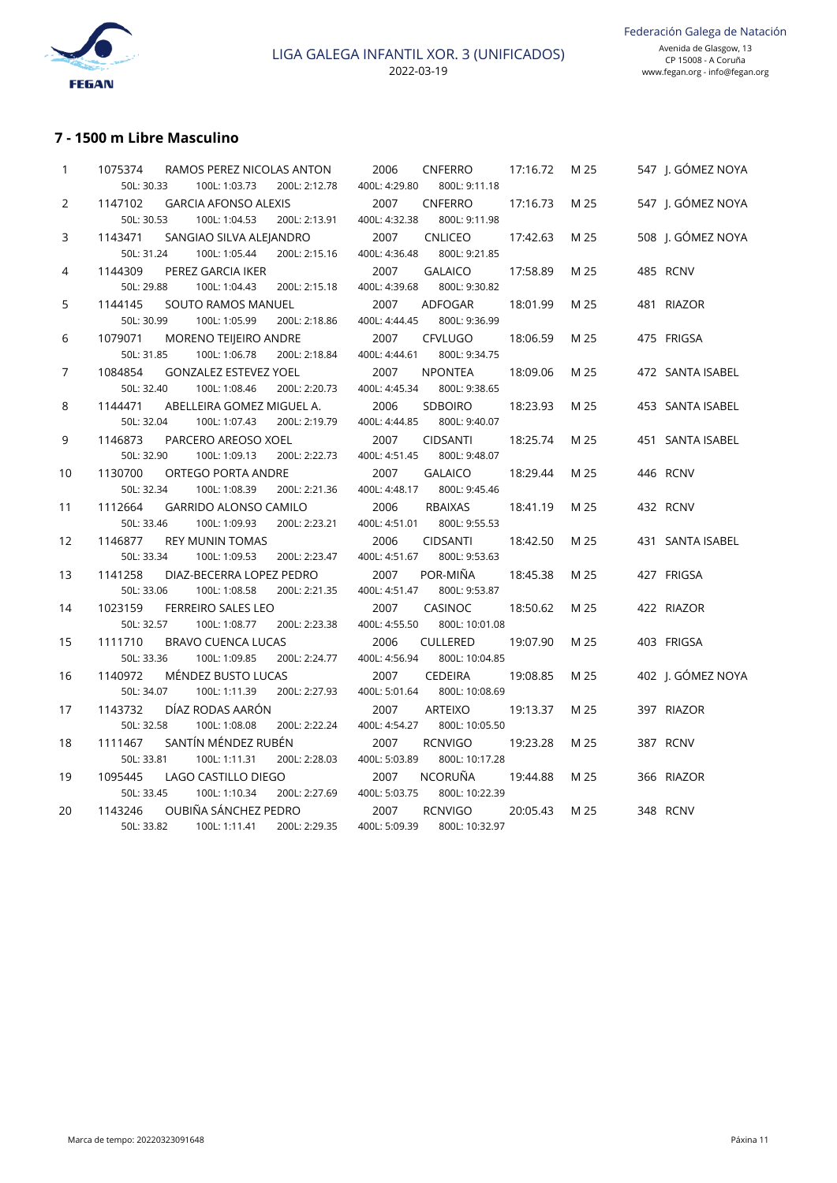Federación Galega de Natación
Avenida de Glasgow, 13
CP 15008 - A Coruña
www.fegan.org - info@fegan.org

LIGA GALEGA INFANTIL XOR. 3 (UNIFICADOS)
2022-03-19

### 7 - 1500 m Libre Masculino

| Pos | Licenza | Nome | Ano | Club | Tempo | Piscina | Puntos | Sede |
|---|---|---|---|---|---|---|---|---|
| 1 | 1075374 | RAMOS PEREZ NICOLAS ANTON | 2006 | CNFERRO | 17:16.72 | M 25 | 547 | J. GÓMEZ NOYA |
| | | 50L: 30.33 100L: 1:03.73 200L: 2:12.78 400L: 4:29.80 800L: 9:11.18 | | | | | | |
| 2 | 1147102 | GARCIA AFONSO ALEXIS | 2007 | CNFERRO | 17:16.73 | M 25 | 547 | J. GÓMEZ NOYA |
| | | 50L: 30.53 100L: 1:04.53 200L: 2:13.91 400L: 4:32.38 800L: 9:11.98 | | | | | | |
| 3 | 1143471 | SANGIAO SILVA ALEJANDRO | 2007 | CNLICEO | 17:42.63 | M 25 | 508 | J. GÓMEZ NOYA |
| | | 50L: 31.24 100L: 1:05.44 200L: 2:15.16 400L: 4:36.48 800L: 9:21.85 | | | | | | |
| 4 | 1144309 | PEREZ GARCIA IKER | 2007 | GALAICO | 17:58.89 | M 25 | 485 | RCNV |
| | | 50L: 29.88 100L: 1:04.43 200L: 2:15.18 400L: 4:39.68 800L: 9:30.82 | | | | | | |
| 5 | 1144145 | SOUTO RAMOS MANUEL | 2007 | ADFOGAR | 18:01.99 | M 25 | 481 | RIAZOR |
| | | 50L: 30.99 100L: 1:05.99 200L: 2:18.86 400L: 4:44.45 800L: 9:36.99 | | | | | | |
| 6 | 1079071 | MORENO TEIJEIRO ANDRE | 2007 | CFVLUGO | 18:06.59 | M 25 | 475 | FRIGSA |
| | | 50L: 31.85 100L: 1:06.78 200L: 2:18.84 400L: 4:44.61 800L: 9:34.75 | | | | | | |
| 7 | 1084854 | GONZALEZ ESTEVEZ YOEL | 2007 | NPONTEA | 18:09.06 | M 25 | 472 | SANTA ISABEL |
| | | 50L: 32.40 100L: 1:08.46 200L: 2:20.73 400L: 4:45.34 800L: 9:38.65 | | | | | | |
| 8 | 1144471 | ABELLEIRA GOMEZ MIGUEL A. | 2006 | SDBOIRO | 18:23.93 | M 25 | 453 | SANTA ISABEL |
| | | 50L: 32.04 100L: 1:07.43 200L: 2:19.79 400L: 4:44.85 800L: 9:40.07 | | | | | | |
| 9 | 1146873 | PARCERO AREOSO XOEL | 2007 | CIDSANTI | 18:25.74 | M 25 | 451 | SANTA ISABEL |
| | | 50L: 32.90 100L: 1:09.13 200L: 2:22.73 400L: 4:51.45 800L: 9:48.07 | | | | | | |
| 10 | 1130700 | ORTEGO PORTA ANDRE | 2007 | GALAICO | 18:29.44 | M 25 | 446 | RCNV |
| | | 50L: 32.34 100L: 1:08.39 200L: 2:21.36 400L: 4:48.17 800L: 9:45.46 | | | | | | |
| 11 | 1112664 | GARRIDO ALONSO CAMILO | 2006 | RBAIXAS | 18:41.19 | M 25 | 432 | RCNV |
| | | 50L: 33.46 100L: 1:09.93 200L: 2:23.21 400L: 4:51.01 800L: 9:55.53 | | | | | | |
| 12 | 1146877 | REY MUNIN TOMAS | 2006 | CIDSANTI | 18:42.50 | M 25 | 431 | SANTA ISABEL |
| | | 50L: 33.34 100L: 1:09.53 200L: 2:23.47 400L: 4:51.67 800L: 9:53.63 | | | | | | |
| 13 | 1141258 | DIAZ-BECERRA LOPEZ PEDRO | 2007 | POR-MIÑA | 18:45.38 | M 25 | 427 | FRIGSA |
| | | 50L: 33.06 100L: 1:08.58 200L: 2:21.35 400L: 4:51.47 800L: 9:53.87 | | | | | | |
| 14 | 1023159 | FERREIRO SALES LEO | 2007 | CASINOC | 18:50.62 | M 25 | 422 | RIAZOR |
| | | 50L: 32.57 100L: 1:08.77 200L: 2:23.38 400L: 4:55.50 800L: 10:01.08 | | | | | | |
| 15 | 1111710 | BRAVO CUENCA LUCAS | 2006 | CULLERED | 19:07.90 | M 25 | 403 | FRIGSA |
| | | 50L: 33.36 100L: 1:09.85 200L: 2:24.77 400L: 4:56.94 800L: 10:04.85 | | | | | | |
| 16 | 1140972 | MÉNDEZ BUSTO LUCAS | 2007 | CEDEIRA | 19:08.85 | M 25 | 402 | J. GÓMEZ NOYA |
| | | 50L: 34.07 100L: 1:11.39 200L: 2:27.93 400L: 5:01.64 800L: 10:08.69 | | | | | | |
| 17 | 1143732 | DÍAZ RODAS AARÓN | 2007 | ARTEIXO | 19:13.37 | M 25 | 397 | RIAZOR |
| | | 50L: 32.58 100L: 1:08.08 200L: 2:22.24 400L: 4:54.27 800L: 10:05.50 | | | | | | |
| 18 | 1111467 | SANTÍN MÉNDEZ RUBÉN | 2007 | RCNVIGO | 19:23.28 | M 25 | 387 | RCNV |
| | | 50L: 33.81 100L: 1:11.31 200L: 2:28.03 400L: 5:03.89 800L: 10:17.28 | | | | | | |
| 19 | 1095445 | LAGO CASTILLO DIEGO | 2007 | NCORUÑA | 19:44.88 | M 25 | 366 | RIAZOR |
| | | 50L: 33.45 100L: 1:10.34 200L: 2:27.69 400L: 5:03.75 800L: 10:22.39 | | | | | | |
| 20 | 1143246 | OUBIÑA SÁNCHEZ PEDRO | 2007 | RCNVIGO | 20:05.43 | M 25 | 348 | RCNV |
| | | 50L: 33.82 100L: 1:11.41 200L: 2:29.35 400L: 5:09.39 800L: 10:32.97 | | | | | | |

Marca de tempo: 20220323091648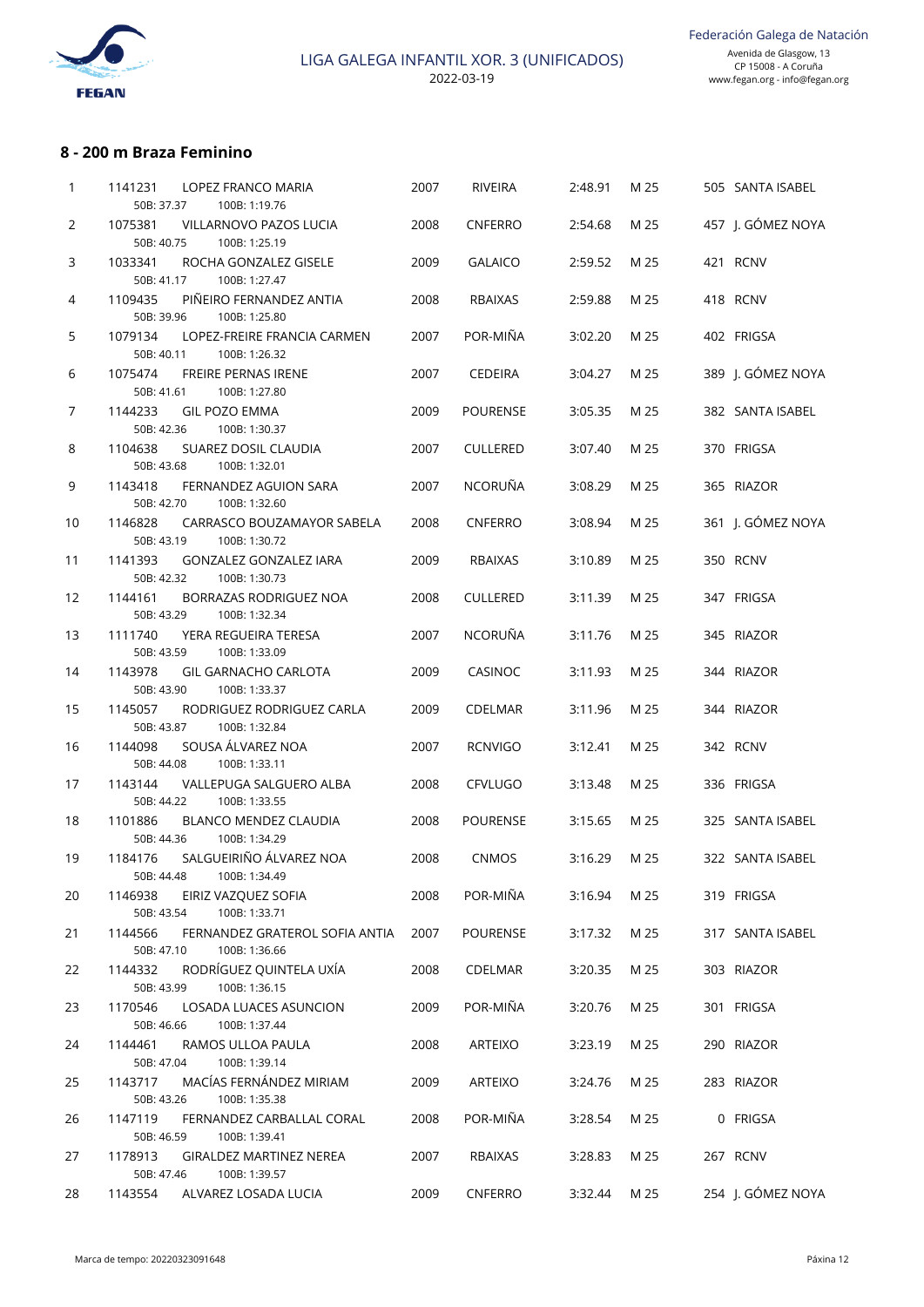## 8 - 200 m Braza Feminino

| Pos. | Licenza | Nome | Ano | Club | Tempo | Piscina | Puntos | Grupo |
|---|---|---|---|---|---|---|---|---|
| 1 | 1141231 | LOPEZ FRANCO MARIA<br>50B: 37.37 100B: 1:19.76 | 2007 | RIVEIRA | 2:48.91 | M 25 | 505 | SANTA ISABEL |
| 2 | 1075381 | VILLARNOVO PAZOS LUCIA<br>50B: 40.75 100B: 1:25.19 | 2008 | CNFERRO | 2:54.68 | M 25 | 457 | J. GÓMEZ NOYA |
| 3 | 1033341 | ROCHA GONZALEZ GISELE<br>50B: 41.17 100B: 1:27.47 | 2009 | GALAICO | 2:59.52 | M 25 | 421 | RCNV |
| 4 | 1109435 | PIÑEIRO FERNANDEZ ANTIA<br>50B: 39.96 100B: 1:25.80 | 2008 | RBAIXAS | 2:59.88 | M 25 | 418 | RCNV |
| 5 | 1079134 | LOPEZ-FREIRE FRANCIA CARMEN<br>50B: 40.11 100B: 1:26.32 | 2007 | POR-MIÑA | 3:02.20 | M 25 | 402 | FRIGSA |
| 6 | 1075474 | FREIRE PERNAS IRENE<br>50B: 41.61 100B: 1:27.80 | 2007 | CEDEIRA | 3:04.27 | M 25 | 389 | J. GÓMEZ NOYA |
| 7 | 1144233 | GIL POZO EMMA<br>50B: 42.36 100B: 1:30.37 | 2009 | POURENSE | 3:05.35 | M 25 | 382 | SANTA ISABEL |
| 8 | 1104638 | SUAREZ DOSIL CLAUDIA<br>50B: 43.68 100B: 1:32.01 | 2007 | CULLERED | 3:07.40 | M 25 | 370 | FRIGSA |
| 9 | 1143418 | FERNANDEZ AGUION SARA<br>50B: 42.70 100B: 1:32.60 | 2007 | NCORUÑA | 3:08.29 | M 25 | 365 | RIAZOR |
| 10 | 1146828 | CARRASCO BOUZAMAYOR SABELA<br>50B: 43.19 100B: 1:30.72 | 2008 | CNFERRO | 3:08.94 | M 25 | 361 | J. GÓMEZ NOYA |
| 11 | 1141393 | GONZALEZ GONZALEZ IARA<br>50B: 42.32 100B: 1:30.73 | 2009 | RBAIXAS | 3:10.89 | M 25 | 350 | RCNV |
| 12 | 1144161 | BORRAZAS RODRIGUEZ NOA<br>50B: 43.29 100B: 1:32.34 | 2008 | CULLERED | 3:11.39 | M 25 | 347 | FRIGSA |
| 13 | 1111740 | YERA REGUEIRA TERESA<br>50B: 43.59 100B: 1:33.09 | 2007 | NCORUÑA | 3:11.76 | M 25 | 345 | RIAZOR |
| 14 | 1143978 | GIL GARNACHO CARLOTA<br>50B: 43.90 100B: 1:33.37 | 2009 | CASINOC | 3:11.93 | M 25 | 344 | RIAZOR |
| 15 | 1145057 | RODRIGUEZ RODRIGUEZ CARLA<br>50B: 43.87 100B: 1:32.84 | 2009 | CDELMAR | 3:11.96 | M 25 | 344 | RIAZOR |
| 16 | 1144098 | SOUSA ÁLVAREZ NOA<br>50B: 44.08 100B: 1:33.11 | 2007 | RCNVIGO | 3:12.41 | M 25 | 342 | RCNV |
| 17 | 1143144 | VALLEPUGA SALGUERO ALBA<br>50B: 44.22 100B: 1:33.55 | 2008 | CFVLUGO | 3:13.48 | M 25 | 336 | FRIGSA |
| 18 | 1101886 | BLANCO MENDEZ CLAUDIA<br>50B: 44.36 100B: 1:34.29 | 2008 | POURENSE | 3:15.65 | M 25 | 325 | SANTA ISABEL |
| 19 | 1184176 | SALGUEIRIÑO ÁLVAREZ NOA<br>50B: 44.48 100B: 1:34.49 | 2008 | CNMOS | 3:16.29 | M 25 | 322 | SANTA ISABEL |
| 20 | 1146938 | EIRIZ VAZQUEZ SOFIA<br>50B: 43.54 100B: 1:33.71 | 2008 | POR-MIÑA | 3:16.94 | M 25 | 319 | FRIGSA |
| 21 | 1144566 | FERNANDEZ GRATEROL SOFIA ANTIA<br>50B: 47.10 100B: 1:36.66 | 2007 | POURENSE | 3:17.32 | M 25 | 317 | SANTA ISABEL |
| 22 | 1144332 | RODRÍGUEZ QUINTELA UXÍA<br>50B: 43.99 100B: 1:36.15 | 2008 | CDELMAR | 3:20.35 | M 25 | 303 | RIAZOR |
| 23 | 1170546 | LOSADA LUACES ASUNCION<br>50B: 46.66 100B: 1:37.44 | 2009 | POR-MIÑA | 3:20.76 | M 25 | 301 | FRIGSA |
| 24 | 1144461 | RAMOS ULLOA PAULA<br>50B: 47.04 100B: 1:39.14 | 2008 | ARTEIXO | 3:23.19 | M 25 | 290 | RIAZOR |
| 25 | 1143717 | MACÍAS FERNÁNDEZ MIRIAM<br>50B: 43.26 100B: 1:35.38 | 2009 | ARTEIXO | 3:24.76 | M 25 | 283 | RIAZOR |
| 26 | 1147119 | FERNANDEZ CARBALLAL CORAL<br>50B: 46.59 100B: 1:39.41 | 2008 | POR-MIÑA | 3:28.54 | M 25 | 0 | FRIGSA |
| 27 | 1178913 | GIRALDEZ MARTINEZ NEREA<br>50B: 47.46 100B: 1:39.57 | 2007 | RBAIXAS | 3:28.83 | M 25 | 267 | RCNV |
| 28 | 1143554 | ALVAREZ LOSADA LUCIA | 2009 | CNFERRO | 3:32.44 | M 25 | 254 | J. GÓMEZ NOYA |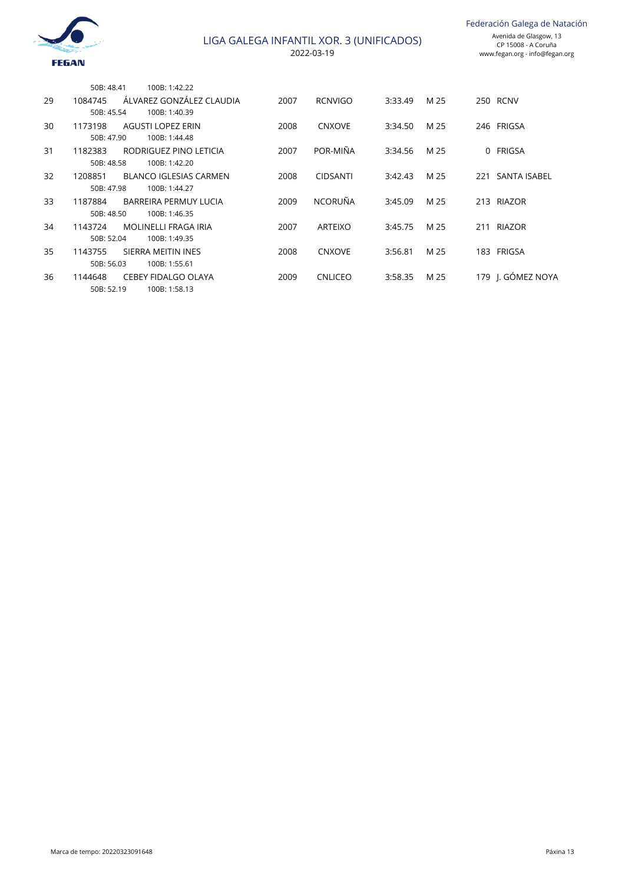| | | | | | | | | |
|---|---|---|---|---|---|---|---|---|
| | | 50B: 48.41 100B: 1:42.22 | | | | | | |
| 29 | 1084745 | ÁLVAREZ GONZÁLEZ CLAUDIA | 2007 | RCNVIGO | 3:33.49 | M 25 | 250 | RCNV |
| | | 50B: 45.54 100B: 1:40.39 | | | | | | |
| 30 | 1173198 | AGUSTI LOPEZ ERIN | 2008 | CNXOVE | 3:34.50 | M 25 | 246 | FRIGSA |
| | | 50B: 47.90 100B: 1:44.48 | | | | | | |
| 31 | 1182383 | RODRIGUEZ PINO LETICIA | 2007 | POR-MIÑA | 3:34.56 | M 25 | 0 | FRIGSA |
| | | 50B: 48.58 100B: 1:42.20 | | | | | | |
| 32 | 1208851 | BLANCO IGLESIAS CARMEN | 2008 | CIDSANTI | 3:42.43 | M 25 | 221 | SANTA ISABEL |
| | | 50B: 47.98 100B: 1:44.27 | | | | | | |
| 33 | 1187884 | BARREIRA PERMUY LUCIA | 2009 | NCORUÑA | 3:45.09 | M 25 | 213 | RIAZOR |
| | | 50B: 48.50 100B: 1:46.35 | | | | | | |
| 34 | 1143724 | MOLINELLI FRAGA IRIA | 2007 | ARTEIXO | 3:45.75 | M 25 | 211 | RIAZOR |
| | | 50B: 52.04 100B: 1:49.35 | | | | | | |
| 35 | 1143755 | SIERRA MEITIN INES | 2008 | CNXOVE | 3:56.81 | M 25 | 183 | FRIGSA |
| | | 50B: 56.03 100B: 1:55.61 | | | | | | |
| 36 | 1144648 | CEBEY FIDALGO OLAYA | 2009 | CNLICEO | 3:58.35 | M 25 | 179 | J. GÓMEZ NOYA |
| | | 50B: 52.19 100B: 1:58.13 | | | | | | |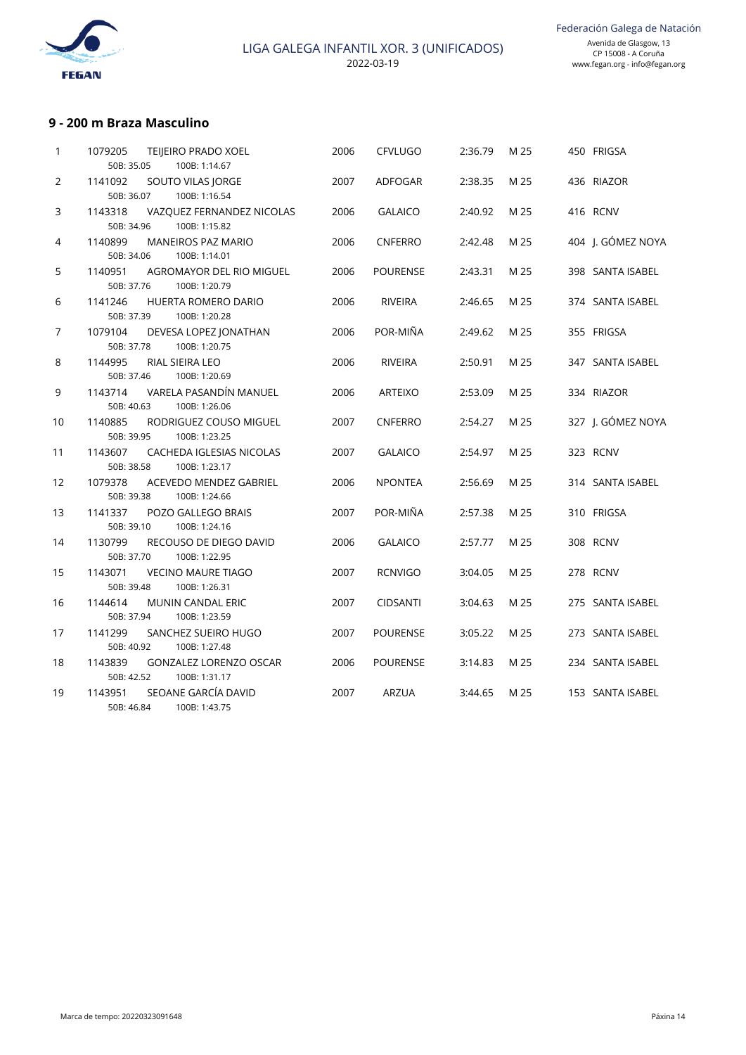## 9 - 200 m Braza Masculino

| Pos. | Licencia | Nombre | Año | Club | Tiempo | Piscina | Puntos | Trofeo |
|---|---|---|---|---|---|---|---|---|
| 1 | 1079205 | TEIJEIRO PRADO XOEL<br>50B: 35.05 100B: 1:14.67 | 2006 | CFVLUGO | 2:36.79 | M 25 | 450 | FRIGSA |
| 2 | 1141092 | SOUTO VILAS JORGE<br>50B: 36.07 100B: 1:16.54 | 2007 | ADFOGAR | 2:38.35 | M 25 | 436 | RIAZOR |
| 3 | 1143318 | VAZQUEZ FERNANDEZ NICOLAS<br>50B: 34.96 100B: 1:15.82 | 2006 | GALAICO | 2:40.92 | M 25 | 416 | RCNV |
| 4 | 1140899 | MANEIROS PAZ MARIO<br>50B: 34.06 100B: 1:14.01 | 2006 | CNFERRO | 2:42.48 | M 25 | 404 | J. GÓMEZ NOYA |
| 5 | 1140951 | AGROMAYOR DEL RIO MIGUEL<br>50B: 37.76 100B: 1:20.79 | 2006 | POURENSE | 2:43.31 | M 25 | 398 | SANTA ISABEL |
| 6 | 1141246 | HUERTA ROMERO DARIO<br>50B: 37.39 100B: 1:20.28 | 2006 | RIVEIRA | 2:46.65 | M 25 | 374 | SANTA ISABEL |
| 7 | 1079104 | DEVESA LOPEZ JONATHAN<br>50B: 37.78 100B: 1:20.75 | 2006 | POR-MIÑA | 2:49.62 | M 25 | 355 | FRIGSA |
| 8 | 1144995 | RIAL SIEIRA LEO<br>50B: 37.46 100B: 1:20.69 | 2006 | RIVEIRA | 2:50.91 | M 25 | 347 | SANTA ISABEL |
| 9 | 1143714 | VARELA PASANDÍN MANUEL<br>50B: 40.63 100B: 1:26.06 | 2006 | ARTEIXO | 2:53.09 | M 25 | 334 | RIAZOR |
| 10 | 1140885 | RODRIGUEZ COUSO MIGUEL<br>50B: 39.95 100B: 1:23.25 | 2007 | CNFERRO | 2:54.27 | M 25 | 327 | J. GÓMEZ NOYA |
| 11 | 1143607 | CACHEDA IGLESIAS NICOLAS<br>50B: 38.58 100B: 1:23.17 | 2007 | GALAICO | 2:54.97 | M 25 | 323 | RCNV |
| 12 | 1079378 | ACEVEDO MENDEZ GABRIEL<br>50B: 39.38 100B: 1:24.66 | 2006 | NPONTEA | 2:56.69 | M 25 | 314 | SANTA ISABEL |
| 13 | 1141337 | POZO GALLEGO BRAIS<br>50B: 39.10 100B: 1:24.16 | 2007 | POR-MIÑA | 2:57.38 | M 25 | 310 | FRIGSA |
| 14 | 1130799 | RECOUSO DE DIEGO DAVID<br>50B: 37.70 100B: 1:22.95 | 2006 | GALAICO | 2:57.77 | M 25 | 308 | RCNV |
| 15 | 1143071 | VECINO MAURE TIAGO<br>50B: 39.48 100B: 1:26.31 | 2007 | RCNVIGO | 3:04.05 | M 25 | 278 | RCNV |
| 16 | 1144614 | MUNIN CANDAL ERIC<br>50B: 37.94 100B: 1:23.59 | 2007 | CIDSANTI | 3:04.63 | M 25 | 275 | SANTA ISABEL |
| 17 | 1141299 | SANCHEZ SUEIRO HUGO<br>50B: 40.92 100B: 1:27.48 | 2007 | POURENSE | 3:05.22 | M 25 | 273 | SANTA ISABEL |
| 18 | 1143839 | GONZALEZ LORENZO OSCAR<br>50B: 42.52 100B: 1:31.17 | 2006 | POURENSE | 3:14.83 | M 25 | 234 | SANTA ISABEL |
| 19 | 1143951 | SEOANE GARCÍA DAVID<br>50B: 46.84 100B: 1:43.75 | 2007 | ARZUA | 3:44.65 | M 25 | 153 | SANTA ISABEL |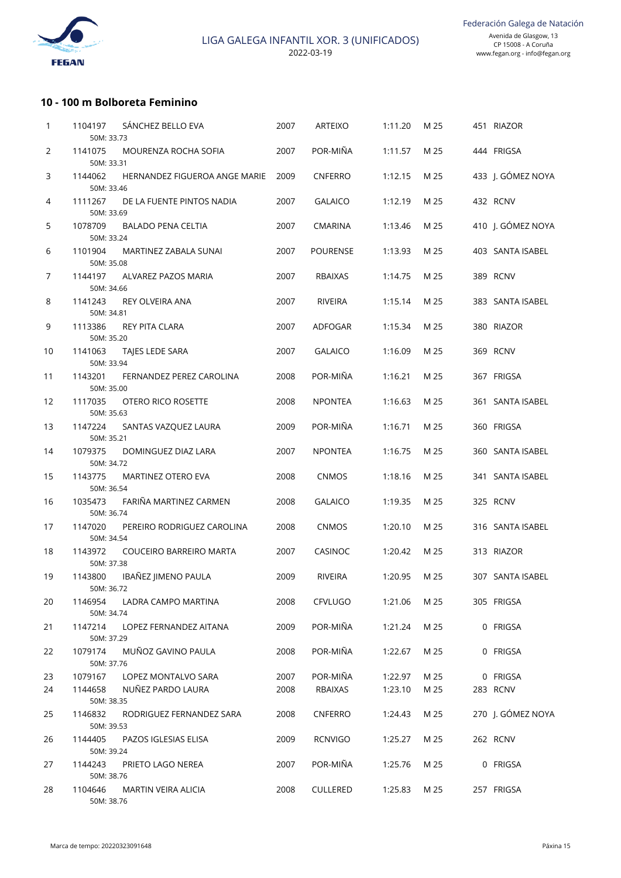## 10 - 100 m Bolboreta Feminino

| Pos. | Licenza | Nome | Ano | Club | Tempo | Piscina | Puntos | Sede |
|---|---|---|---|---|---|---|---|---|
| 1 | 1104197 | SÁNCHEZ BELLO EVA<br>50M: 33.73 | 2007 | ARTEIXO | 1:11.20 | M 25 | 451 | RIAZOR |
| 2 | 1141075 | MOURENZA ROCHA SOFIA<br>50M: 33.31 | 2007 | POR-MIÑA | 1:11.57 | M 25 | 444 | FRIGSA |
| 3 | 1144062 | HERNANDEZ FIGUEROA ANGE MARIE<br>50M: 33.46 | 2009 | CNFERRO | 1:12.15 | M 25 | 433 | J. GÓMEZ NOYA |
| 4 | 1111267 | DE LA FUENTE PINTOS NADIA<br>50M: 33.69 | 2007 | GALAICO | 1:12.19 | M 25 | 432 | RCNV |
| 5 | 1078709 | BALADO PENA CELTIA<br>50M: 33.24 | 2007 | CMARINA | 1:13.46 | M 25 | 410 | J. GÓMEZ NOYA |
| 6 | 1101904 | MARTINEZ ZABALA SUNAI<br>50M: 35.08 | 2007 | POURENSE | 1:13.93 | M 25 | 403 | SANTA ISABEL |
| 7 | 1144197 | ALVAREZ PAZOS MARIA<br>50M: 34.66 | 2007 | RBAIXAS | 1:14.75 | M 25 | 389 | RCNV |
| 8 | 1141243 | REY OLVEIRA ANA<br>50M: 34.81 | 2007 | RIVEIRA | 1:15.14 | M 25 | 383 | SANTA ISABEL |
| 9 | 1113386 | REY PITA CLARA<br>50M: 35.20 | 2007 | ADFOGAR | 1:15.34 | M 25 | 380 | RIAZOR |
| 10 | 1141063 | TAJES LEDE SARA<br>50M: 33.94 | 2007 | GALAICO | 1:16.09 | M 25 | 369 | RCNV |
| 11 | 1143201 | FERNANDEZ PEREZ CAROLINA<br>50M: 35.00 | 2008 | POR-MIÑA | 1:16.21 | M 25 | 367 | FRIGSA |
| 12 | 1117035 | OTERO RICO ROSETTE<br>50M: 35.63 | 2008 | NPONTEA | 1:16.63 | M 25 | 361 | SANTA ISABEL |
| 13 | 1147224 | SANTAS VAZQUEZ LAURA<br>50M: 35.21 | 2009 | POR-MIÑA | 1:16.71 | M 25 | 360 | FRIGSA |
| 14 | 1079375 | DOMINGUEZ DIAZ LARA<br>50M: 34.72 | 2007 | NPONTEA | 1:16.75 | M 25 | 360 | SANTA ISABEL |
| 15 | 1143775 | MARTINEZ OTERO EVA<br>50M: 36.54 | 2008 | CNMOS | 1:18.16 | M 25 | 341 | SANTA ISABEL |
| 16 | 1035473 | FARIÑA MARTINEZ CARMEN<br>50M: 36.74 | 2008 | GALAICO | 1:19.35 | M 25 | 325 | RCNV |
| 17 | 1147020 | PEREIRO RODRIGUEZ CAROLINA<br>50M: 34.54 | 2008 | CNMOS | 1:20.10 | M 25 | 316 | SANTA ISABEL |
| 18 | 1143972 | COUCEIRO BARREIRO MARTA<br>50M: 37.38 | 2007 | CASINOC | 1:20.42 | M 25 | 313 | RIAZOR |
| 19 | 1143800 | IBAÑEZ JIMENO PAULA<br>50M: 36.72 | 2009 | RIVEIRA | 1:20.95 | M 25 | 307 | SANTA ISABEL |
| 20 | 1146954 | LADRA CAMPO MARTINA<br>50M: 34.74 | 2008 | CFVLUGO | 1:21.06 | M 25 | 305 | FRIGSA |
| 21 | 1147214 | LOPEZ FERNANDEZ AITANA<br>50M: 37.29 | 2009 | POR-MIÑA | 1:21.24 | M 25 | 0 | FRIGSA |
| 22 | 1079174 | MUÑOZ GAVINO PAULA<br>50M: 37.76 | 2008 | POR-MIÑA | 1:22.67 | M 25 | 0 | FRIGSA |
| 23 | 1079167 | LOPEZ MONTALVO SARA | 2007 | POR-MIÑA | 1:22.97 | M 25 | 0 | FRIGSA |
| 24 | 1144658 | NUÑEZ PARDO LAURA<br>50M: 38.35 | 2008 | RBAIXAS | 1:23.10 | M 25 | 283 | RCNV |
| 25 | 1146832 | RODRIGUEZ FERNANDEZ SARA<br>50M: 39.53 | 2008 | CNFERRO | 1:24.43 | M 25 | 270 | J. GÓMEZ NOYA |
| 26 | 1144405 | PAZOS IGLESIAS ELISA<br>50M: 39.24 | 2009 | RCNVIGO | 1:25.27 | M 25 | 262 | RCNV |
| 27 | 1144243 | PRIETO LAGO NEREA<br>50M: 38.76 | 2007 | POR-MIÑA | 1:25.76 | M 25 | 0 | FRIGSA |
| 28 | 1104646 | MARTIN VEIRA ALICIA<br>50M: 38.76 | 2008 | CULLERED | 1:25.83 | M 25 | 257 | FRIGSA |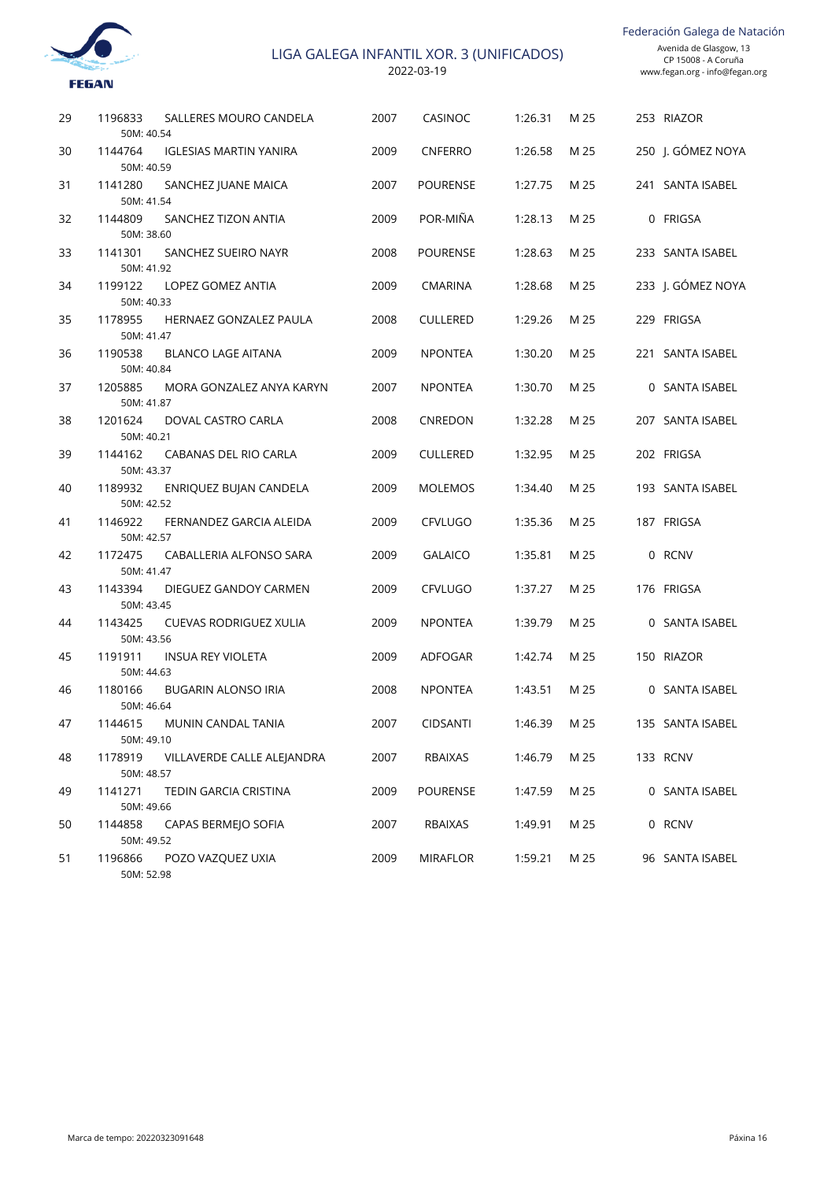| | | | | | | | | |
|---|---|---|---|---|---|---|---|---|
| 29 | 1196833 | SALLERES MOURO CANDELA | 2007 | CASINOC | 1:26.31 | M 25 | 253 | RIAZOR |
| | 50M: 40.54 | | | | | | | |
| 30 | 1144764 | IGLESIAS MARTIN YANIRA | 2009 | CNFERRO | 1:26.58 | M 25 | 250 | J. GÓMEZ NOYA |
| | 50M: 40.59 | | | | | | | |
| 31 | 1141280 | SANCHEZ JUANE MAICA | 2007 | POURENSE | 1:27.75 | M 25 | 241 | SANTA ISABEL |
| | 50M: 41.54 | | | | | | | |
| 32 | 1144809 | SANCHEZ TIZON ANTIA | 2009 | POR-MIÑA | 1:28.13 | M 25 | 0 | FRIGSA |
| | 50M: 38.60 | | | | | | | |
| 33 | 1141301 | SANCHEZ SUEIRO NAYR | 2008 | POURENSE | 1:28.63 | M 25 | 233 | SANTA ISABEL |
| | 50M: 41.92 | | | | | | | |
| 34 | 1199122 | LOPEZ GOMEZ ANTIA | 2009 | CMARINA | 1:28.68 | M 25 | 233 | J. GÓMEZ NOYA |
| | 50M: 40.33 | | | | | | | |
| 35 | 1178955 | HERNAEZ GONZALEZ PAULA | 2008 | CULLERED | 1:29.26 | M 25 | 229 | FRIGSA |
| | 50M: 41.47 | | | | | | | |
| 36 | 1190538 | BLANCO LAGE AITANA | 2009 | NPONTEA | 1:30.20 | M 25 | 221 | SANTA ISABEL |
| | 50M: 40.84 | | | | | | | |
| 37 | 1205885 | MORA GONZALEZ ANYA KARYN | 2007 | NPONTEA | 1:30.70 | M 25 | 0 | SANTA ISABEL |
| | 50M: 41.87 | | | | | | | |
| 38 | 1201624 | DOVAL CASTRO CARLA | 2008 | CNREDON | 1:32.28 | M 25 | 207 | SANTA ISABEL |
| | 50M: 40.21 | | | | | | | |
| 39 | 1144162 | CABANAS DEL RIO CARLA | 2009 | CULLERED | 1:32.95 | M 25 | 202 | FRIGSA |
| | 50M: 43.37 | | | | | | | |
| 40 | 1189932 | ENRIQUEZ BUJAN CANDELA | 2009 | MOLEMOS | 1:34.40 | M 25 | 193 | SANTA ISABEL |
| | 50M: 42.52 | | | | | | | |
| 41 | 1146922 | FERNANDEZ GARCIA ALEIDA | 2009 | CFVLUGO | 1:35.36 | M 25 | 187 | FRIGSA |
| | 50M: 42.57 | | | | | | | |
| 42 | 1172475 | CABALLERIA ALFONSO SARA | 2009 | GALAICO | 1:35.81 | M 25 | 0 | RCNV |
| | 50M: 41.47 | | | | | | | |
| 43 | 1143394 | DIEGUEZ GANDOY CARMEN | 2009 | CFVLUGO | 1:37.27 | M 25 | 176 | FRIGSA |
| | 50M: 43.45 | | | | | | | |
| 44 | 1143425 | CUEVAS RODRIGUEZ XULIA | 2009 | NPONTEA | 1:39.79 | M 25 | 0 | SANTA ISABEL |
| | 50M: 43.56 | | | | | | | |
| 45 | 1191911 | INSUA REY VIOLETA | 2009 | ADFOGAR | 1:42.74 | M 25 | 150 | RIAZOR |
| | 50M: 44.63 | | | | | | | |
| 46 | 1180166 | BUGARIN ALONSO IRIA | 2008 | NPONTEA | 1:43.51 | M 25 | 0 | SANTA ISABEL |
| | 50M: 46.64 | | | | | | | |
| 47 | 1144615 | MUNIN CANDAL TANIA | 2007 | CIDSANTI | 1:46.39 | M 25 | 135 | SANTA ISABEL |
| | 50M: 49.10 | | | | | | | |
| 48 | 1178919 | VILLAVERDE CALLE ALEJANDRA | 2007 | RBAIXAS | 1:46.79 | M 25 | 133 | RCNV |
| | 50M: 48.57 | | | | | | | |
| 49 | 1141271 | TEDIN GARCIA CRISTINA | 2009 | POURENSE | 1:47.59 | M 25 | 0 | SANTA ISABEL |
| | 50M: 49.66 | | | | | | | |
| 50 | 1144858 | CAPAS BERMEJO SOFIA | 2007 | RBAIXAS | 1:49.91 | M 25 | 0 | RCNV |
| | 50M: 49.52 | | | | | | | |
| 51 | 1196866 | POZO VAZQUEZ UXIA | 2009 | MIRAFLOR | 1:59.21 | M 25 | 96 | SANTA ISABEL |
| | 50M: 52.98 | | | | | | | |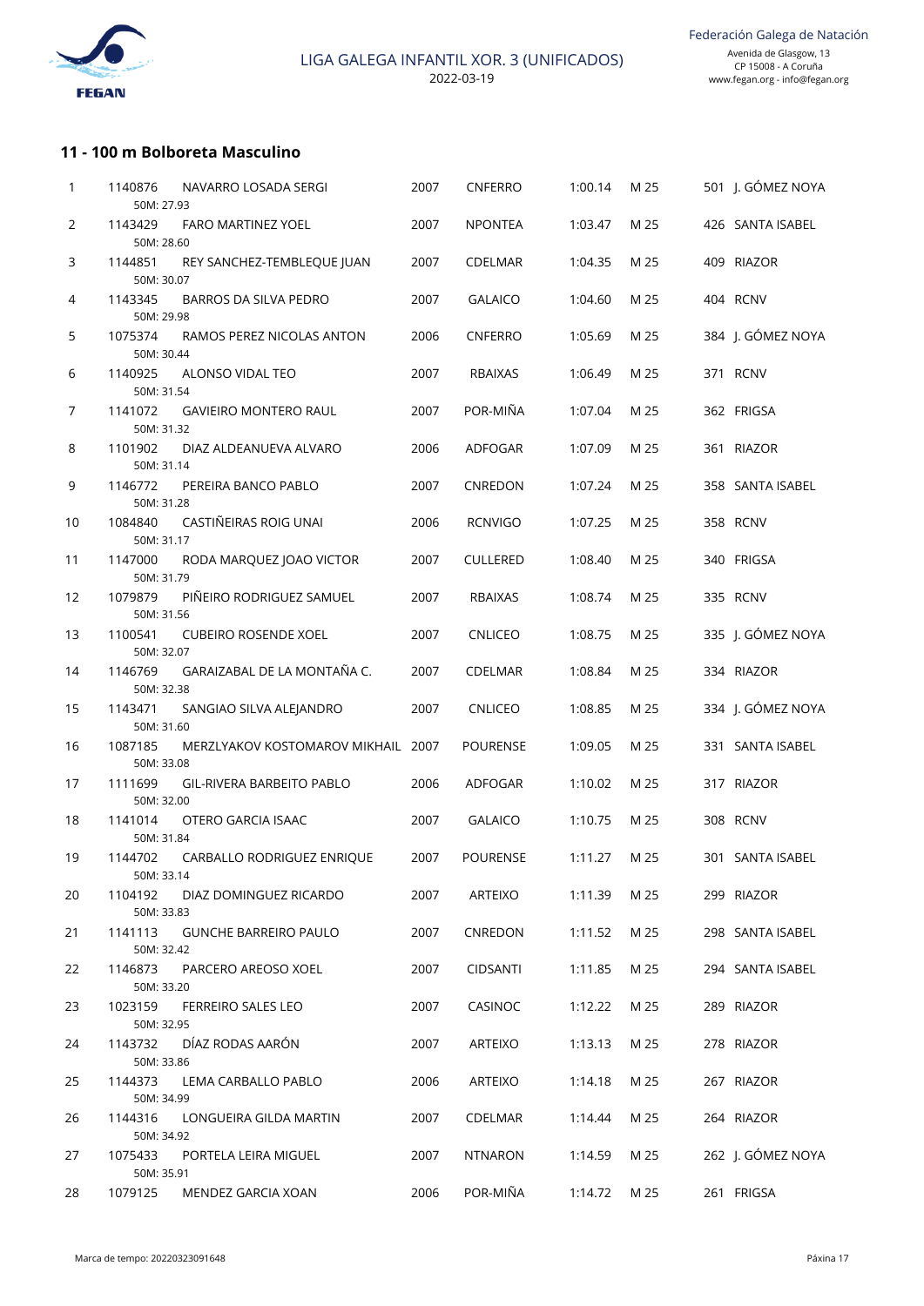### 11 - 100 m Bolboreta Masculino

| | | | | | | | | |
|---|---|---|---|---|---|---|---|---|
| 1 | 1140876<br>50M: 27.93 | NAVARRO LOSADA SERGI | 2007 | CNFERRO | 1:00.14 | M 25 | 501 | J. GÓMEZ NOYA |
| 2 | 1143429<br>50M: 28.60 | FARO MARTINEZ YOEL | 2007 | NPONTEA | 1:03.47 | M 25 | 426 | SANTA ISABEL |
| 3 | 1144851<br>50M: 30.07 | REY SANCHEZ-TEMBLEQUE JUAN | 2007 | CDELMAR | 1:04.35 | M 25 | 409 | RIAZOR |
| 4 | 1143345<br>50M: 29.98 | BARROS DA SILVA PEDRO | 2007 | GALAICO | 1:04.60 | M 25 | 404 | RCNV |
| 5 | 1075374<br>50M: 30.44 | RAMOS PEREZ NICOLAS ANTON | 2006 | CNFERRO | 1:05.69 | M 25 | 384 | J. GÓMEZ NOYA |
| 6 | 1140925<br>50M: 31.54 | ALONSO VIDAL TEO | 2007 | RBAIXAS | 1:06.49 | M 25 | 371 | RCNV |
| 7 | 1141072<br>50M: 31.32 | GAVIEIRO MONTERO RAUL | 2007 | POR-MIÑA | 1:07.04 | M 25 | 362 | FRIGSA |
| 8 | 1101902<br>50M: 31.14 | DIAZ ALDEANUEVA ALVARO | 2006 | ADFOGAR | 1:07.09 | M 25 | 361 | RIAZOR |
| 9 | 1146772<br>50M: 31.28 | PEREIRA BANCO PABLO | 2007 | CNREDON | 1:07.24 | M 25 | 358 | SANTA ISABEL |
| 10 | 1084840<br>50M: 31.17 | CASTIÑEIRAS ROIG UNAI | 2006 | RCNVIGO | 1:07.25 | M 25 | 358 | RCNV |
| 11 | 1147000<br>50M: 31.79 | RODA MARQUEZ JOAO VICTOR | 2007 | CULLERED | 1:08.40 | M 25 | 340 | FRIGSA |
| 12 | 1079879<br>50M: 31.56 | PIÑEIRO RODRIGUEZ SAMUEL | 2007 | RBAIXAS | 1:08.74 | M 25 | 335 | RCNV |
| 13 | 1100541<br>50M: 32.07 | CUBEIRO ROSENDE XOEL | 2007 | CNLICEO | 1:08.75 | M 25 | 335 | J. GÓMEZ NOYA |
| 14 | 1146769<br>50M: 32.38 | GARAIZABAL DE LA MONTAÑA C. | 2007 | CDELMAR | 1:08.84 | M 25 | 334 | RIAZOR |
| 15 | 1143471<br>50M: 31.60 | SANGIAO SILVA ALEJANDRO | 2007 | CNLICEO | 1:08.85 | M 25 | 334 | J. GÓMEZ NOYA |
| 16 | 1087185<br>50M: 33.08 | MERZLYAKOV KOSTOMAROV MIKHAIL | 2007 | POURENSE | 1:09.05 | M 25 | 331 | SANTA ISABEL |
| 17 | 1111699<br>50M: 32.00 | GIL-RIVERA BARBEITO PABLO | 2006 | ADFOGAR | 1:10.02 | M 25 | 317 | RIAZOR |
| 18 | 1141014<br>50M: 31.84 | OTERO GARCIA ISAAC | 2007 | GALAICO | 1:10.75 | M 25 | 308 | RCNV |
| 19 | 1144702<br>50M: 33.14 | CARBALLO RODRIGUEZ ENRIQUE | 2007 | POURENSE | 1:11.27 | M 25 | 301 | SANTA ISABEL |
| 20 | 1104192<br>50M: 33.83 | DIAZ DOMINGUEZ RICARDO | 2007 | ARTEIXO | 1:11.39 | M 25 | 299 | RIAZOR |
| 21 | 1141113<br>50M: 32.42 | GUNCHE BARREIRO PAULO | 2007 | CNREDON | 1:11.52 | M 25 | 298 | SANTA ISABEL |
| 22 | 1146873<br>50M: 33.20 | PARCERO AREOSO XOEL | 2007 | CIDSANTI | 1:11.85 | M 25 | 294 | SANTA ISABEL |
| 23 | 1023159<br>50M: 32.95 | FERREIRO SALES LEO | 2007 | CASINOC | 1:12.22 | M 25 | 289 | RIAZOR |
| 24 | 1143732<br>50M: 33.86 | DÍAZ RODAS AARÓN | 2007 | ARTEIXO | 1:13.13 | M 25 | 278 | RIAZOR |
| 25 | 1144373<br>50M: 34.99 | LEMA CARBALLO PABLO | 2006 | ARTEIXO | 1:14.18 | M 25 | 267 | RIAZOR |
| 26 | 1144316<br>50M: 34.92 | LONGUEIRA GILDA MARTIN | 2007 | CDELMAR | 1:14.44 | M 25 | 264 | RIAZOR |
| 27 | 1075433<br>50M: 35.91 | PORTELA LEIRA MIGUEL | 2007 | NTNARON | 1:14.59 | M 25 | 262 | J. GÓMEZ NOYA |
| 28 | 1079125 | MENDEZ GARCIA XOAN | 2006 | POR-MIÑA | 1:14.72 | M 25 | 261 | FRIGSA |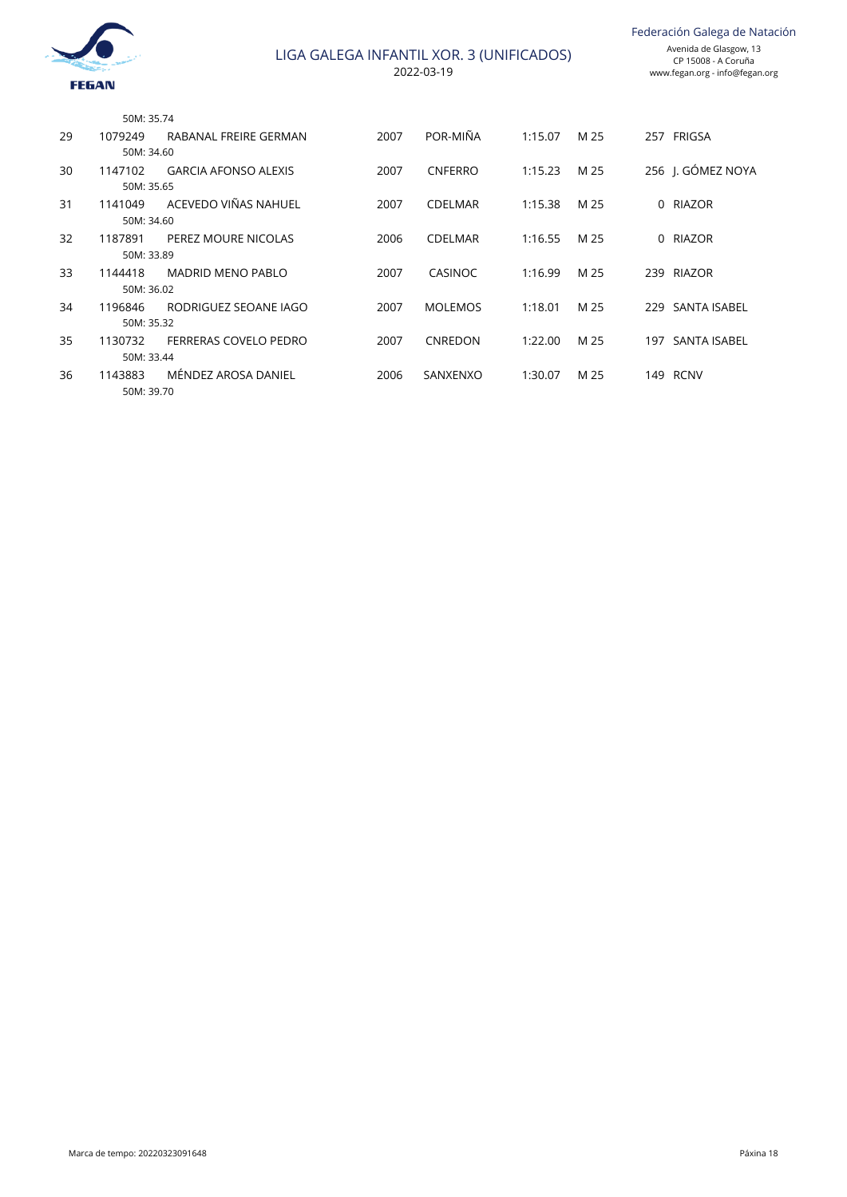50M: 35.74

| | | | | | | | | |
|---|---|---|---|---|---|---|---|---|
| 29 | 1079249 | RABANAL FREIRE GERMAN | 2007 | POR-MIÑA | 1:15.07 | M 25 | 257 | FRIGSA |
| | 50M: 34.60 | | | | | | | |
| 30 | 1147102 | GARCIA AFONSO ALEXIS | 2007 | CNFERRO | 1:15.23 | M 25 | 256 | J. GÓMEZ NOYA |
| | 50M: 35.65 | | | | | | | |
| 31 | 1141049 | ACEVEDO VIÑAS NAHUEL | 2007 | CDELMAR | 1:15.38 | M 25 | 0 | RIAZOR |
| | 50M: 34.60 | | | | | | | |
| 32 | 1187891 | PEREZ MOURE NICOLAS | 2006 | CDELMAR | 1:16.55 | M 25 | 0 | RIAZOR |
| | 50M: 33.89 | | | | | | | |
| 33 | 1144418 | MADRID MENO PABLO | 2007 | CASINOC | 1:16.99 | M 25 | 239 | RIAZOR |
| | 50M: 36.02 | | | | | | | |
| 34 | 1196846 | RODRIGUEZ SEOANE IAGO | 2007 | MOLEMOS | 1:18.01 | M 25 | 229 | SANTA ISABEL |
| | 50M: 35.32 | | | | | | | |
| 35 | 1130732 | FERRERAS COVELO PEDRO | 2007 | CNREDON | 1:22.00 | M 25 | 197 | SANTA ISABEL |
| | 50M: 33.44 | | | | | | | |
| 36 | 1143883 | MÉNDEZ AROSA DANIEL | 2006 | SANXENXO | 1:30.07 | M 25 | 149 | RCNV |
| | 50M: 39.70 | | | | | | | |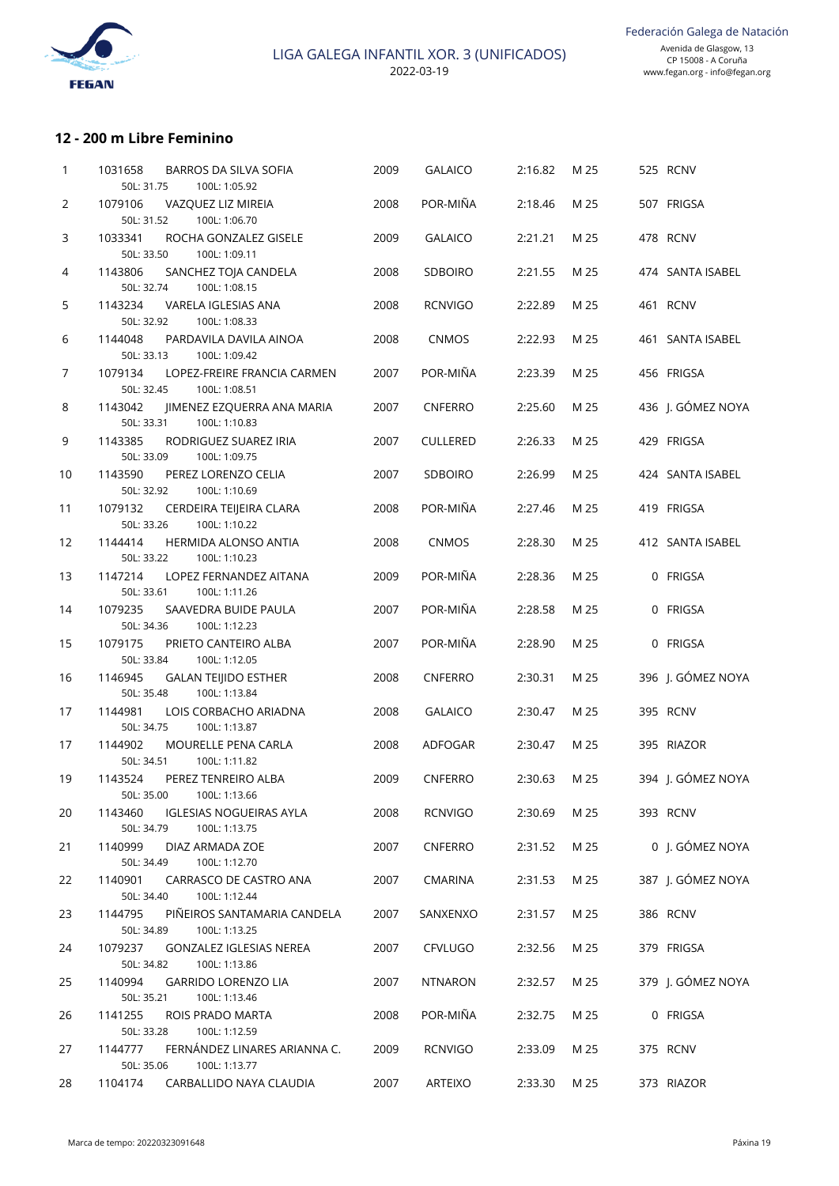## 12 - 200 m Libre Feminino

| Pos. | Licenza | Nome | Ano | Club | Tempo | Piscina | Puntos | Sede |
|---|---|---|---|---|---|---|---|---|
| 1 | 1031658 | BARROS DA SILVA SOFIA<br>50L: 31.75 100L: 1:05.92 | 2009 | GALAICO | 2:16.82 | M 25 | 525 | RCNV |
| 2 | 1079106 | VAZQUEZ LIZ MIREIA<br>50L: 31.52 100L: 1:06.70 | 2008 | POR-MIÑA | 2:18.46 | M 25 | 507 | FRIGSA |
| 3 | 1033341 | ROCHA GONZALEZ GISELE<br>50L: 33.50 100L: 1:09.11 | 2009 | GALAICO | 2:21.21 | M 25 | 478 | RCNV |
| 4 | 1143806 | SANCHEZ TOJA CANDELA<br>50L: 32.74 100L: 1:08.15 | 2008 | SDBOIRO | 2:21.55 | M 25 | 474 | SANTA ISABEL |
| 5 | 1143234 | VARELA IGLESIAS ANA<br>50L: 32.92 100L: 1:08.33 | 2008 | RCNVIGO | 2:22.89 | M 25 | 461 | RCNV |
| 6 | 1144048 | PARDAVILA DAVILA AINOA<br>50L: 33.13 100L: 1:09.42 | 2008 | CNMOS | 2:22.93 | M 25 | 461 | SANTA ISABEL |
| 7 | 1079134 | LOPEZ-FREIRE FRANCIA CARMEN<br>50L: 32.45 100L: 1:08.51 | 2007 | POR-MIÑA | 2:23.39 | M 25 | 456 | FRIGSA |
| 8 | 1143042 | JIMENEZ EZQUERRA ANA MARIA<br>50L: 33.31 100L: 1:10.83 | 2007 | CNFERRO | 2:25.60 | M 25 | 436 | J. GÓMEZ NOYA |
| 9 | 1143385 | RODRIGUEZ SUAREZ IRIA<br>50L: 33.09 100L: 1:09.75 | 2007 | CULLERED | 2:26.33 | M 25 | 429 | FRIGSA |
| 10 | 1143590 | PEREZ LORENZO CELIA<br>50L: 32.92 100L: 1:10.69 | 2007 | SDBOIRO | 2:26.99 | M 25 | 424 | SANTA ISABEL |
| 11 | 1079132 | CERDEIRA TEIJEIRA CLARA<br>50L: 33.26 100L: 1:10.22 | 2008 | POR-MIÑA | 2:27.46 | M 25 | 419 | FRIGSA |
| 12 | 1144414 | HERMIDA ALONSO ANTIA<br>50L: 33.22 100L: 1:10.23 | 2008 | CNMOS | 2:28.30 | M 25 | 412 | SANTA ISABEL |
| 13 | 1147214 | LOPEZ FERNANDEZ AITANA<br>50L: 33.61 100L: 1:11.26 | 2009 | POR-MIÑA | 2:28.36 | M 25 | 0 | FRIGSA |
| 14 | 1079235 | SAAVEDRA BUIDE PAULA<br>50L: 34.36 100L: 1:12.23 | 2007 | POR-MIÑA | 2:28.58 | M 25 | 0 | FRIGSA |
| 15 | 1079175 | PRIETO CANTEIRO ALBA<br>50L: 33.84 100L: 1:12.05 | 2007 | POR-MIÑA | 2:28.90 | M 25 | 0 | FRIGSA |
| 16 | 1146945 | GALAN TEIJIDO ESTHER<br>50L: 35.48 100L: 1:13.84 | 2008 | CNFERRO | 2:30.31 | M 25 | 396 | J. GÓMEZ NOYA |
| 17 | 1144981 | LOIS CORBACHO ARIADNA<br>50L: 34.75 100L: 1:13.87 | 2008 | GALAICO | 2:30.47 | M 25 | 395 | RCNV |
| 17 | 1144902 | MOURELLE PENA CARLA<br>50L: 34.51 100L: 1:11.82 | 2008 | ADFOGAR | 2:30.47 | M 25 | 395 | RIAZOR |
| 19 | 1143524 | PEREZ TENREIRO ALBA<br>50L: 35.00 100L: 1:13.66 | 2009 | CNFERRO | 2:30.63 | M 25 | 394 | J. GÓMEZ NOYA |
| 20 | 1143460 | IGLESIAS NOGUEIRAS AYLA<br>50L: 34.79 100L: 1:13.75 | 2008 | RCNVIGO | 2:30.69 | M 25 | 393 | RCNV |
| 21 | 1140999 | DIAZ ARMADA ZOE<br>50L: 34.49 100L: 1:12.70 | 2007 | CNFERRO | 2:31.52 | M 25 | 0 | J. GÓMEZ NOYA |
| 22 | 1140901 | CARRASCO DE CASTRO ANA<br>50L: 34.40 100L: 1:12.44 | 2007 | CMARINA | 2:31.53 | M 25 | 387 | J. GÓMEZ NOYA |
| 23 | 1144795 | PIÑEIROS SANTAMARIA CANDELA<br>50L: 34.89 100L: 1:13.25 | 2007 | SANXENXO | 2:31.57 | M 25 | 386 | RCNV |
| 24 | 1079237 | GONZALEZ IGLESIAS NEREA<br>50L: 34.82 100L: 1:13.86 | 2007 | CFVLUGO | 2:32.56 | M 25 | 379 | FRIGSA |
| 25 | 1140994 | GARRIDO LORENZO LIA<br>50L: 35.21 100L: 1:13.46 | 2007 | NTNARON | 2:32.57 | M 25 | 379 | J. GÓMEZ NOYA |
| 26 | 1141255 | ROIS PRADO MARTA<br>50L: 33.28 100L: 1:12.59 | 2008 | POR-MIÑA | 2:32.75 | M 25 | 0 | FRIGSA |
| 27 | 1144777 | FERNÁNDEZ LINARES ARIANNA C.<br>50L: 35.06 100L: 1:13.77 | 2009 | RCNVIGO | 2:33.09 | M 25 | 375 | RCNV |
| 28 | 1104174 | CARBALLIDO NAYA CLAUDIA | 2007 | ARTEIXO | 2:33.30 | M 25 | 373 | RIAZOR |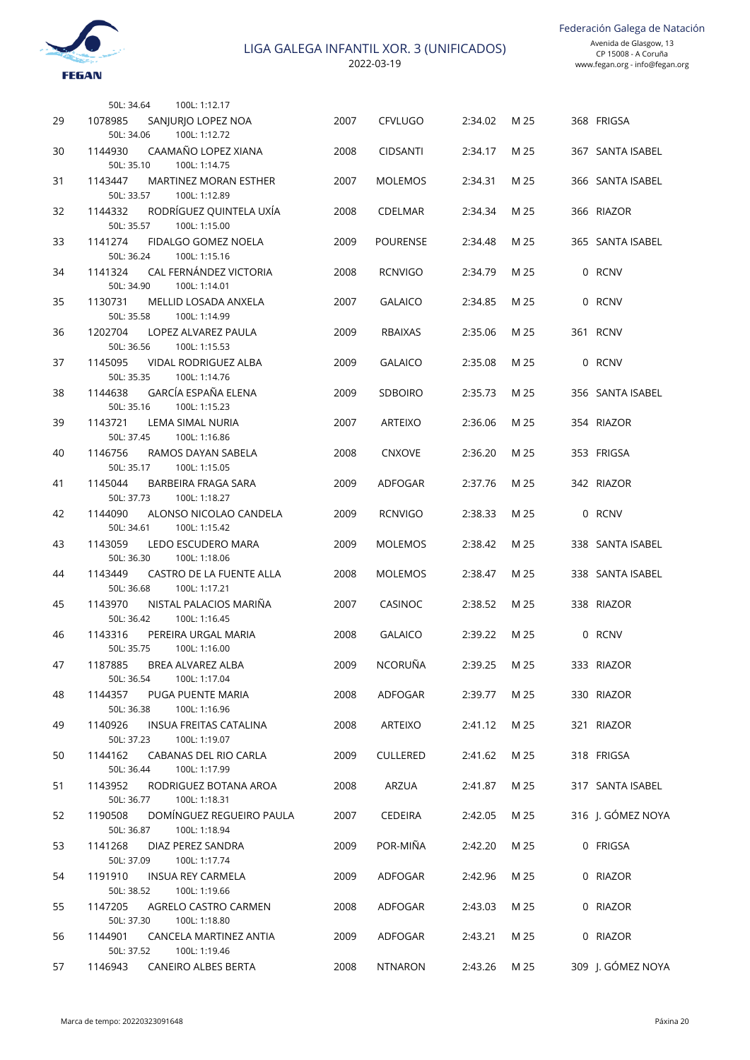| | | | | | | | | |
|---|---|---|---|---|---|---|---|---|
| | | 50L: 34.64 100L: 1:12.17 | | | | | | |
| 29 | 1078985 | SANJURJO LOPEZ NOA<br>50L: 34.06 100L: 1:12.72 | 2007 | CFVLUGO | 2:34.02 | M 25 | 368 | FRIGSA |
| 30 | 1144930 | CAAMAÑO LOPEZ XIANA<br>50L: 35.10 100L: 1:14.75 | 2008 | CIDSANTI | 2:34.17 | M 25 | 367 | SANTA ISABEL |
| 31 | 1143447 | MARTINEZ MORAN ESTHER<br>50L: 33.57 100L: 1:12.89 | 2007 | MOLEMOS | 2:34.31 | M 25 | 366 | SANTA ISABEL |
| 32 | 1144332 | RODRÍGUEZ QUINTELA UXÍA<br>50L: 35.57 100L: 1:15.00 | 2008 | CDELMAR | 2:34.34 | M 25 | 366 | RIAZOR |
| 33 | 1141274 | FIDALGO GOMEZ NOELA<br>50L: 36.24 100L: 1:15.16 | 2009 | POURENSE | 2:34.48 | M 25 | 365 | SANTA ISABEL |
| 34 | 1141324 | CAL FERNÁNDEZ VICTORIA<br>50L: 34.90 100L: 1:14.01 | 2008 | RCNVIGO | 2:34.79 | M 25 | 0 | RCNV |
| 35 | 1130731 | MELLID LOSADA ANXELA<br>50L: 35.58 100L: 1:14.99 | 2007 | GALAICO | 2:34.85 | M 25 | 0 | RCNV |
| 36 | 1202704 | LOPEZ ALVAREZ PAULA<br>50L: 36.56 100L: 1:15.53 | 2009 | RBAIXAS | 2:35.06 | M 25 | 361 | RCNV |
| 37 | 1145095 | VIDAL RODRIGUEZ ALBA<br>50L: 35.35 100L: 1:14.76 | 2009 | GALAICO | 2:35.08 | M 25 | 0 | RCNV |
| 38 | 1144638 | GARCÍA ESPAÑA ELENA<br>50L: 35.16 100L: 1:15.23 | 2009 | SDBOIRO | 2:35.73 | M 25 | 356 | SANTA ISABEL |
| 39 | 1143721 | LEMA SIMAL NURIA<br>50L: 37.45 100L: 1:16.86 | 2007 | ARTEIXO | 2:36.06 | M 25 | 354 | RIAZOR |
| 40 | 1146756 | RAMOS DAYAN SABELA<br>50L: 35.17 100L: 1:15.05 | 2008 | CNXOVE | 2:36.20 | M 25 | 353 | FRIGSA |
| 41 | 1145044 | BARBEIRA FRAGA SARA<br>50L: 37.73 100L: 1:18.27 | 2009 | ADFOGAR | 2:37.76 | M 25 | 342 | RIAZOR |
| 42 | 1144090 | ALONSO NICOLAO CANDELA<br>50L: 34.61 100L: 1:15.42 | 2009 | RCNVIGO | 2:38.33 | M 25 | 0 | RCNV |
| 43 | 1143059 | LEDO ESCUDERO MARA<br>50L: 36.30 100L: 1:18.06 | 2009 | MOLEMOS | 2:38.42 | M 25 | 338 | SANTA ISABEL |
| 44 | 1143449 | CASTRO DE LA FUENTE ALLA<br>50L: 36.68 100L: 1:17.21 | 2008 | MOLEMOS | 2:38.47 | M 25 | 338 | SANTA ISABEL |
| 45 | 1143970 | NISTAL PALACIOS MARIÑA<br>50L: 36.42 100L: 1:16.45 | 2007 | CASINOC | 2:38.52 | M 25 | 338 | RIAZOR |
| 46 | 1143316 | PEREIRA URGAL MARIA<br>50L: 35.75 100L: 1:16.00 | 2008 | GALAICO | 2:39.22 | M 25 | 0 | RCNV |
| 47 | 1187885 | BREA ALVAREZ ALBA<br>50L: 36.54 100L: 1:17.04 | 2009 | NCORUÑA | 2:39.25 | M 25 | 333 | RIAZOR |
| 48 | 1144357 | PUGA PUENTE MARIA<br>50L: 36.38 100L: 1:16.96 | 2008 | ADFOGAR | 2:39.77 | M 25 | 330 | RIAZOR |
| 49 | 1140926 | INSUA FREITAS CATALINA<br>50L: 37.23 100L: 1:19.07 | 2008 | ARTEIXO | 2:41.12 | M 25 | 321 | RIAZOR |
| 50 | 1144162 | CABANAS DEL RIO CARLA<br>50L: 36.44 100L: 1:17.99 | 2009 | CULLERED | 2:41.62 | M 25 | 318 | FRIGSA |
| 51 | 1143952 | RODRIGUEZ BOTANA AROA<br>50L: 36.77 100L: 1:18.31 | 2008 | ARZUA | 2:41.87 | M 25 | 317 | SANTA ISABEL |
| 52 | 1190508 | DOMÍNGUEZ REGUEIRO PAULA<br>50L: 36.87 100L: 1:18.94 | 2007 | CEDEIRA | 2:42.05 | M 25 | 316 | J. GÓMEZ NOYA |
| 53 | 1141268 | DIAZ PEREZ SANDRA<br>50L: 37.09 100L: 1:17.74 | 2009 | POR-MIÑA | 2:42.20 | M 25 | 0 | FRIGSA |
| 54 | 1191910 | INSUA REY CARMELA<br>50L: 38.52 100L: 1:19.66 | 2009 | ADFOGAR | 2:42.96 | M 25 | 0 | RIAZOR |
| 55 | 1147205 | AGRELO CASTRO CARMEN<br>50L: 37.30 100L: 1:18.80 | 2008 | ADFOGAR | 2:43.03 | M 25 | 0 | RIAZOR |
| 56 | 1144901 | CANCELA MARTINEZ ANTIA<br>50L: 37.52 100L: 1:19.46 | 2009 | ADFOGAR | 2:43.21 | M 25 | 0 | RIAZOR |
| 57 | 1146943 | CANEIRO ALBES BERTA | 2008 | NTNARON | 2:43.26 | M 25 | 309 | J. GÓMEZ NOYA |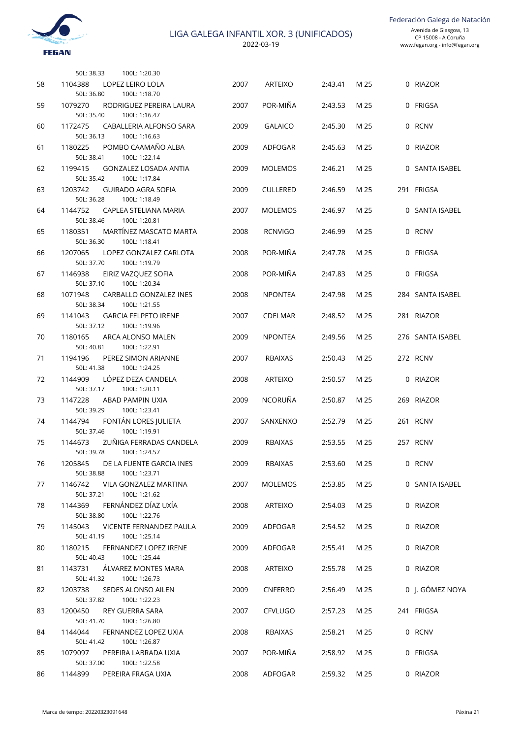# LIGA GALEGA INFANTIL XOR. 3 (UNIFICADOS)

2022-03-19

50L: 38.33 100L: 1:20.30

| Pos | Licenza | Nome | Ano | Club | Tempo | Cat | Puntos | Piscina |
|---|---|---|---|---|---|---|---|---|
| 58 | 1104388 | LOPEZ LEIRO LOLA<br>50L: 36.80 100L: 1:18.70 | 2007 | ARTEIXO | 2:43.41 | M 25 | 0 | RIAZOR |
| 59 | 1079270 | RODRIGUEZ PEREIRA LAURA<br>50L: 35.40 100L: 1:16.47 | 2007 | POR-MIÑA | 2:43.53 | M 25 | 0 | FRIGSA |
| 60 | 1172475 | CABALLERIA ALFONSO SARA<br>50L: 36.13 100L: 1:16.63 | 2009 | GALAICO | 2:45.30 | M 25 | 0 | RCNV |
| 61 | 1180225 | POMBO CAAMAÑO ALBA<br>50L: 38.41 100L: 1:22.14 | 2009 | ADFOGAR | 2:45.63 | M 25 | 0 | RIAZOR |
| 62 | 1199415 | GONZALEZ LOSADA ANTIA<br>50L: 35.42 100L: 1:17.84 | 2009 | MOLEMOS | 2:46.21 | M 25 | 0 | SANTA ISABEL |
| 63 | 1203742 | GUIRADO AGRA SOFIA<br>50L: 36.28 100L: 1:18.49 | 2009 | CULLERED | 2:46.59 | M 25 | 291 | FRIGSA |
| 64 | 1144752 | CAPLEA STELIANA MARIA<br>50L: 38.46 100L: 1:20.81 | 2007 | MOLEMOS | 2:46.97 | M 25 | 0 | SANTA ISABEL |
| 65 | 1180351 | MARTÍNEZ MASCATO MARTA<br>50L: 36.30 100L: 1:18.41 | 2008 | RCNVIGO | 2:46.99 | M 25 | 0 | RCNV |
| 66 | 1207065 | LOPEZ GONZALEZ CARLOTA<br>50L: 37.70 100L: 1:19.79 | 2008 | POR-MIÑA | 2:47.78 | M 25 | 0 | FRIGSA |
| 67 | 1146938 | EIRIZ VAZQUEZ SOFIA<br>50L: 37.10 100L: 1:20.34 | 2008 | POR-MIÑA | 2:47.83 | M 25 | 0 | FRIGSA |
| 68 | 1071948 | CARBALLO GONZALEZ INES<br>50L: 38.34 100L: 1:21.55 | 2008 | NPONTEA | 2:47.98 | M 25 | 284 | SANTA ISABEL |
| 69 | 1141043 | GARCIA FELPETO IRENE<br>50L: 37.12 100L: 1:19.96 | 2007 | CDELMAR | 2:48.52 | M 25 | 281 | RIAZOR |
| 70 | 1180165 | ARCA ALONSO MALEN<br>50L: 40.81 100L: 1:22.91 | 2009 | NPONTEA | 2:49.56 | M 25 | 276 | SANTA ISABEL |
| 71 | 1194196 | PEREZ SIMON ARIANNE<br>50L: 41.38 100L: 1:24.25 | 2007 | RBAIXAS | 2:50.43 | M 25 | 272 | RCNV |
| 72 | 1144909 | LÓPEZ DEZA CANDELA<br>50L: 37.17 100L: 1:20.11 | 2008 | ARTEIXO | 2:50.57 | M 25 | 0 | RIAZOR |
| 73 | 1147228 | ABAD PAMPIN UXIA<br>50L: 39.29 100L: 1:23.41 | 2009 | NCORUÑA | 2:50.87 | M 25 | 269 | RIAZOR |
| 74 | 1144794 | FONTÁN LORES JULIETA<br>50L: 37.46 100L: 1:19.91 | 2007 | SANXENXO | 2:52.79 | M 25 | 261 | RCNV |
| 75 | 1144673 | ZUÑIGA FERRADAS CANDELA<br>50L: 39.78 100L: 1:24.57 | 2009 | RBAIXAS | 2:53.55 | M 25 | 257 | RCNV |
| 76 | 1205845 | DE LA FUENTE GARCIA INES<br>50L: 38.88 100L: 1:23.71 | 2009 | RBAIXAS | 2:53.60 | M 25 | 0 | RCNV |
| 77 | 1146742 | VILA GONZALEZ MARTINA<br>50L: 37.21 100L: 1:21.62 | 2007 | MOLEMOS | 2:53.85 | M 25 | 0 | SANTA ISABEL |
| 78 | 1144369 | FERNÁNDEZ DÍAZ UXÍA<br>50L: 38.80 100L: 1:22.76 | 2008 | ARTEIXO | 2:54.03 | M 25 | 0 | RIAZOR |
| 79 | 1145043 | VICENTE FERNANDEZ PAULA<br>50L: 41.19 100L: 1:25.14 | 2009 | ADFOGAR | 2:54.52 | M 25 | 0 | RIAZOR |
| 80 | 1180215 | FERNANDEZ LOPEZ IRENE<br>50L: 40.43 100L: 1:25.44 | 2009 | ADFOGAR | 2:55.41 | M 25 | 0 | RIAZOR |
| 81 | 1143731 | ÁLVAREZ MONTES MARA<br>50L: 41.32 100L: 1:26.73 | 2008 | ARTEIXO | 2:55.78 | M 25 | 0 | RIAZOR |
| 82 | 1203738 | SEDES ALONSO AILEN<br>50L: 37.82 100L: 1:22.23 | 2009 | CNFERRO | 2:56.49 | M 25 | 0 | J. GÓMEZ NOYA |
| 83 | 1200450 | REY GUERRA SARA<br>50L: 41.70 100L: 1:26.80 | 2007 | CFVLUGO | 2:57.23 | M 25 | 241 | FRIGSA |
| 84 | 1144044 | FERNANDEZ LOPEZ UXIA<br>50L: 41.42 100L: 1:26.87 | 2008 | RBAIXAS | 2:58.21 | M 25 | 0 | RCNV |
| 85 | 1079097 | PEREIRA LABRADA UXIA<br>50L: 37.00 100L: 1:22.58 | 2007 | POR-MIÑA | 2:58.92 | M 25 | 0 | FRIGSA |
| 86 | 1144899 | PEREIRA FRAGA UXIA | 2008 | ADFOGAR | 2:59.32 | M 25 | 0 | RIAZOR |

Marca de tempo: 20220323091648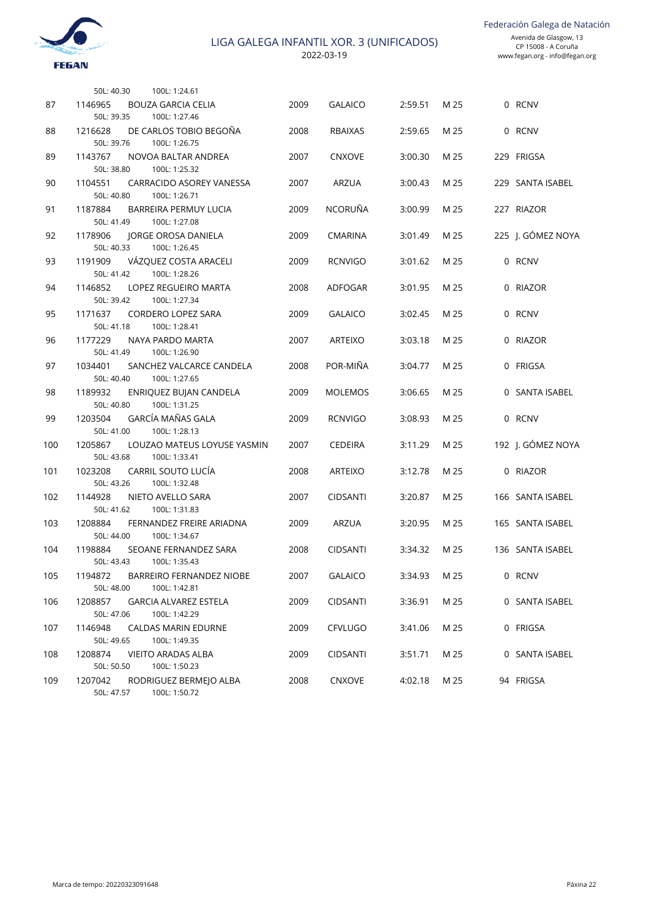# LIGA GALEGA INFANTIL XOR. 3 (UNIFICADOS)

2022-03-19

Federación Galega de Natación
Avenida de Glasgow, 13
CP 15008 - A Coruña
www.fegan.org - info@fegan.org

50L: 40.30 100L: 1:24.61

| Pos | Licenza | Nome | Ano | Club | Tempo | Piscina | Puntos | Sede |
|---|---|---|---|---|---|---|---|---|
| 87 | 1146965 | BOUZA GARCIA CELIA | 2009 | GALAICO | 2:59.51 | M 25 | 0 | RCNV |
| | | 50L: 39.35 100L: 1:27.46 | | | | | | |
| 88 | 1216628 | DE CARLOS TOBIO BEGOÑA | 2008 | RBAIXAS | 2:59.65 | M 25 | 0 | RCNV |
| | | 50L: 39.76 100L: 1:26.75 | | | | | | |
| 89 | 1143767 | NOVOA BALTAR ANDREA | 2007 | CNXOVE | 3:00.30 | M 25 | 229 | FRIGSA |
| | | 50L: 38.80 100L: 1:25.32 | | | | | | |
| 90 | 1104551 | CARRACIDO ASOREY VANESSA | 2007 | ARZUA | 3:00.43 | M 25 | 229 | SANTA ISABEL |
| | | 50L: 40.80 100L: 1:26.71 | | | | | | |
| 91 | 1187884 | BARREIRA PERMUY LUCIA | 2009 | NCORUÑA | 3:00.99 | M 25 | 227 | RIAZOR |
| | | 50L: 41.49 100L: 1:27.08 | | | | | | |
| 92 | 1178906 | JORGE OROSA DANIELA | 2009 | CMARINA | 3:01.49 | M 25 | 225 | J. GÓMEZ NOYA |
| | | 50L: 40.33 100L: 1:26.45 | | | | | | |
| 93 | 1191909 | VÁZQUEZ COSTA ARACELI | 2009 | RCNVIGO | 3:01.62 | M 25 | 0 | RCNV |
| | | 50L: 41.42 100L: 1:28.26 | | | | | | |
| 94 | 1146852 | LOPEZ REGUEIRO MARTA | 2008 | ADFOGAR | 3:01.95 | M 25 | 0 | RIAZOR |
| | | 50L: 39.42 100L: 1:27.34 | | | | | | |
| 95 | 1171637 | CORDERO LOPEZ SARA | 2009 | GALAICO | 3:02.45 | M 25 | 0 | RCNV |
| | | 50L: 41.18 100L: 1:28.41 | | | | | | |
| 96 | 1177229 | NAYA PARDO MARTA | 2007 | ARTEIXO | 3:03.18 | M 25 | 0 | RIAZOR |
| | | 50L: 41.49 100L: 1:26.90 | | | | | | |
| 97 | 1034401 | SANCHEZ VALCARCE CANDELA | 2008 | POR-MIÑA | 3:04.77 | M 25 | 0 | FRIGSA |
| | | 50L: 40.40 100L: 1:27.65 | | | | | | |
| 98 | 1189932 | ENRIQUEZ BUJAN CANDELA | 2009 | MOLEMOS | 3:06.65 | M 25 | 0 | SANTA ISABEL |
| | | 50L: 40.80 100L: 1:31.25 | | | | | | |
| 99 | 1203504 | GARCÍA MAÑAS GALA | 2009 | RCNVIGO | 3:08.93 | M 25 | 0 | RCNV |
| | | 50L: 41.00 100L: 1:28.13 | | | | | | |
| 100 | 1205867 | LOUZAO MATEUS LOYUSE YASMIN | 2007 | CEDEIRA | 3:11.29 | M 25 | 192 | J. GÓMEZ NOYA |
| | | 50L: 43.68 100L: 1:33.41 | | | | | | |
| 101 | 1023208 | CARRIL SOUTO LUCÍA | 2008 | ARTEIXO | 3:12.78 | M 25 | 0 | RIAZOR |
| | | 50L: 43.26 100L: 1:32.48 | | | | | | |
| 102 | 1144928 | NIETO AVELLO SARA | 2007 | CIDSANTI | 3:20.87 | M 25 | 166 | SANTA ISABEL |
| | | 50L: 41.62 100L: 1:31.83 | | | | | | |
| 103 | 1208884 | FERNANDEZ FREIRE ARIADNA | 2009 | ARZUA | 3:20.95 | M 25 | 165 | SANTA ISABEL |
| | | 50L: 44.00 100L: 1:34.67 | | | | | | |
| 104 | 1198884 | SEOANE FERNANDEZ SARA | 2008 | CIDSANTI | 3:34.32 | M 25 | 136 | SANTA ISABEL |
| | | 50L: 43.43 100L: 1:35.43 | | | | | | |
| 105 | 1194872 | BARREIRO FERNANDEZ NIOBE | 2007 | GALAICO | 3:34.93 | M 25 | 0 | RCNV |
| | | 50L: 48.00 100L: 1:42.81 | | | | | | |
| 106 | 1208857 | GARCIA ALVAREZ ESTELA | 2009 | CIDSANTI | 3:36.91 | M 25 | 0 | SANTA ISABEL |
| | | 50L: 47.06 100L: 1:42.29 | | | | | | |
| 107 | 1146948 | CALDAS MARIN EDURNE | 2009 | CFVLUGO | 3:41.06 | M 25 | 0 | FRIGSA |
| | | 50L: 49.65 100L: 1:49.35 | | | | | | |
| 108 | 1208874 | VIEITO ARADAS ALBA | 2009 | CIDSANTI | 3:51.71 | M 25 | 0 | SANTA ISABEL |
| | | 50L: 50.50 100L: 1:50.23 | | | | | | |
| 109 | 1207042 | RODRIGUEZ BERMEJO ALBA | 2008 | CNXOVE | 4:02.18 | M 25 | 94 | FRIGSA |
| | | 50L: 47.57 100L: 1:50.72 | | | | | | |

Marca de tempo: 20220323091648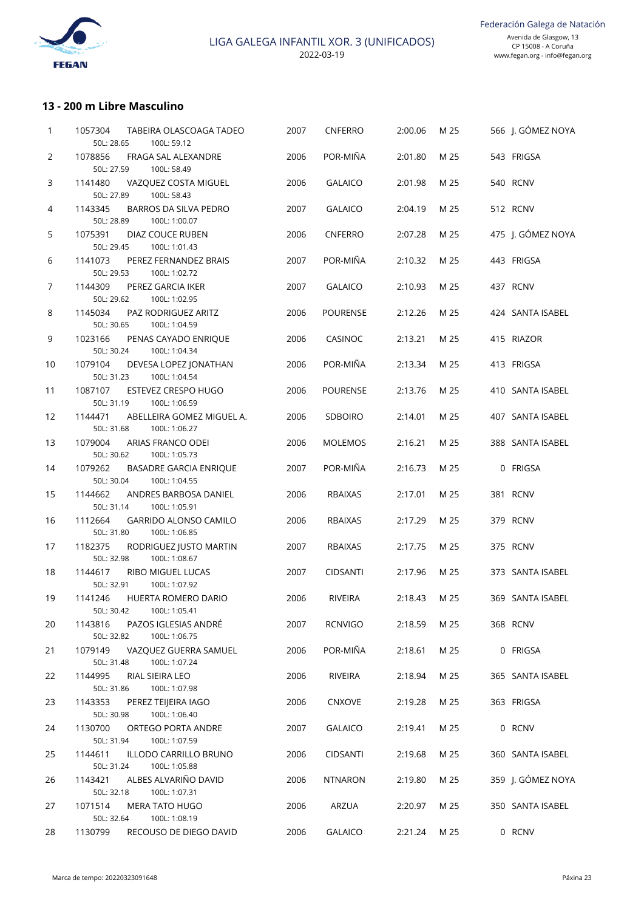## 13 - 200 m Libre Masculino

| Pos. | Licencia | Nome | Ano | Clube | Tempo | Piscina | Puntos | Organismo |
|---|---|---|---|---|---|---|---|---|
| 1 | 1057304 | TABEIRA OLASCOAGA TADEO | 2007 | CNFERRO | 2:00.06 | M 25 | 566 | J. GÓMEZ NOYA |
| | | 50L: 28.65 100L: 59.12 | | | | | | |
| 2 | 1078856 | FRAGA SAL ALEXANDRE | 2006 | POR-MIÑA | 2:01.80 | M 25 | 543 | FRIGSA |
| | | 50L: 27.59 100L: 58.49 | | | | | | |
| 3 | 1141480 | VAZQUEZ COSTA MIGUEL | 2006 | GALAICO | 2:01.98 | M 25 | 540 | RCNV |
| | | 50L: 27.89 100L: 58.43 | | | | | | |
| 4 | 1143345 | BARROS DA SILVA PEDRO | 2007 | GALAICO | 2:04.19 | M 25 | 512 | RCNV |
| | | 50L: 28.89 100L: 1:00.07 | | | | | | |
| 5 | 1075391 | DIAZ COUCE RUBEN | 2006 | CNFERRO | 2:07.28 | M 25 | 475 | J. GÓMEZ NOYA |
| | | 50L: 29.45 100L: 1:01.43 | | | | | | |
| 6 | 1141073 | PEREZ FERNANDEZ BRAIS | 2007 | POR-MIÑA | 2:10.32 | M 25 | 443 | FRIGSA |
| | | 50L: 29.53 100L: 1:02.72 | | | | | | |
| 7 | 1144309 | PEREZ GARCIA IKER | 2007 | GALAICO | 2:10.93 | M 25 | 437 | RCNV |
| | | 50L: 29.62 100L: 1:02.95 | | | | | | |
| 8 | 1145034 | PAZ RODRIGUEZ ARITZ | 2006 | POURENSE | 2:12.26 | M 25 | 424 | SANTA ISABEL |
| | | 50L: 30.65 100L: 1:04.59 | | | | | | |
| 9 | 1023166 | PENAS CAYADO ENRIQUE | 2006 | CASINOC | 2:13.21 | M 25 | 415 | RIAZOR |
| | | 50L: 30.24 100L: 1:04.34 | | | | | | |
| 10 | 1079104 | DEVESA LOPEZ JONATHAN | 2006 | POR-MIÑA | 2:13.34 | M 25 | 413 | FRIGSA |
| | | 50L: 31.23 100L: 1:04.54 | | | | | | |
| 11 | 1087107 | ESTEVEZ CRESPO HUGO | 2006 | POURENSE | 2:13.76 | M 25 | 410 | SANTA ISABEL |
| | | 50L: 31.19 100L: 1:06.59 | | | | | | |
| 12 | 1144471 | ABELLEIRA GOMEZ MIGUEL A. | 2006 | SDBOIRO | 2:14.01 | M 25 | 407 | SANTA ISABEL |
| | | 50L: 31.68 100L: 1:06.27 | | | | | | |
| 13 | 1079004 | ARIAS FRANCO ODEI | 2006 | MOLEMOS | 2:16.21 | M 25 | 388 | SANTA ISABEL |
| | | 50L: 30.62 100L: 1:05.73 | | | | | | |
| 14 | 1079262 | BASADRE GARCIA ENRIQUE | 2007 | POR-MIÑA | 2:16.73 | M 25 | 0 | FRIGSA |
| | | 50L: 30.04 100L: 1:04.55 | | | | | | |
| 15 | 1144662 | ANDRES BARBOSA DANIEL | 2006 | RBAIXAS | 2:17.01 | M 25 | 381 | RCNV |
| | | 50L: 31.14 100L: 1:05.91 | | | | | | |
| 16 | 1112664 | GARRIDO ALONSO CAMILO | 2006 | RBAIXAS | 2:17.29 | M 25 | 379 | RCNV |
| | | 50L: 31.80 100L: 1:06.85 | | | | | | |
| 17 | 1182375 | RODRIGUEZ JUSTO MARTIN | 2007 | RBAIXAS | 2:17.75 | M 25 | 375 | RCNV |
| | | 50L: 32.98 100L: 1:08.67 | | | | | | |
| 18 | 1144617 | RIBO MIGUEL LUCAS | 2007 | CIDSANTI | 2:17.96 | M 25 | 373 | SANTA ISABEL |
| | | 50L: 32.91 100L: 1:07.92 | | | | | | |
| 19 | 1141246 | HUERTA ROMERO DARIO | 2006 | RIVEIRA | 2:18.43 | M 25 | 369 | SANTA ISABEL |
| | | 50L: 30.42 100L: 1:05.41 | | | | | | |
| 20 | 1143816 | PAZOS IGLESIAS ANDRÉ | 2007 | RCNVIGO | 2:18.59 | M 25 | 368 | RCNV |
| | | 50L: 32.82 100L: 1:06.75 | | | | | | |
| 21 | 1079149 | VAZQUEZ GUERRA SAMUEL | 2006 | POR-MIÑA | 2:18.61 | M 25 | 0 | FRIGSA |
| | | 50L: 31.48 100L: 1:07.24 | | | | | | |
| 22 | 1144995 | RIAL SIEIRA LEO | 2006 | RIVEIRA | 2:18.94 | M 25 | 365 | SANTA ISABEL |
| | | 50L: 31.86 100L: 1:07.98 | | | | | | |
| 23 | 1143353 | PEREZ TEIJEIRA IAGO | 2006 | CNXOVE | 2:19.28 | M 25 | 363 | FRIGSA |
| | | 50L: 30.98 100L: 1:06.40 | | | | | | |
| 24 | 1130700 | ORTEGO PORTA ANDRE | 2007 | GALAICO | 2:19.41 | M 25 | 0 | RCNV |
| | | 50L: 31.94 100L: 1:07.59 | | | | | | |
| 25 | 1144611 | ILLODO CARRILLO BRUNO | 2006 | CIDSANTI | 2:19.68 | M 25 | 360 | SANTA ISABEL |
| | | 50L: 31.24 100L: 1:05.88 | | | | | | |
| 26 | 1143421 | ALBES ALVARIÑO DAVID | 2006 | NTNARON | 2:19.80 | M 25 | 359 | J. GÓMEZ NOYA |
| | | 50L: 32.18 100L: 1:07.31 | | | | | | |
| 27 | 1071514 | MERA TATO HUGO | 2006 | ARZUA | 2:20.97 | M 25 | 350 | SANTA ISABEL |
| | | 50L: 32.64 100L: 1:08.19 | | | | | | |
| 28 | 1130799 | RECOUSO DE DIEGO DAVID | 2006 | GALAICO | 2:21.24 | M 25 | 0 | RCNV |

Marca de tempo: 20220323091648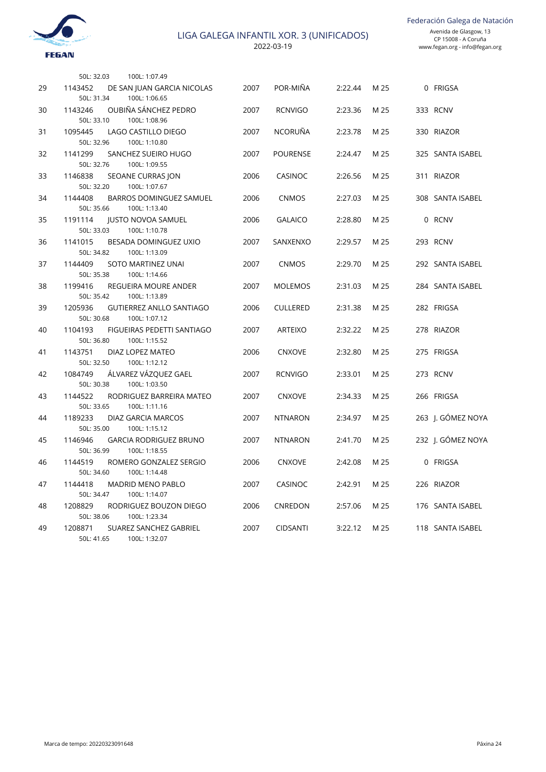| | | | | | | | | | |
|---|---|---|---|---|---|---|---|---|---|
| | | 50L: 32.03 100L: 1:07.49 | | | | | | | |
| 29 | 1143452 | DE SAN JUAN GARCIA NICOLAS | 2007 | POR-MIÑA | 2:22.44 | M 25 | 0 | FRIGSA |
| | | 50L: 31.34 100L: 1:06.65 | | | | | | |
| 30 | 1143246 | OUBIÑA SÁNCHEZ PEDRO | 2007 | RCNVIGO | 2:23.36 | M 25 | 333 | RCNV |
| | | 50L: 33.10 100L: 1:08.96 | | | | | | |
| 31 | 1095445 | LAGO CASTILLO DIEGO | 2007 | NCORUÑA | 2:23.78 | M 25 | 330 | RIAZOR |
| | | 50L: 32.96 100L: 1:10.80 | | | | | | |
| 32 | 1141299 | SANCHEZ SUEIRO HUGO | 2007 | POURENSE | 2:24.47 | M 25 | 325 | SANTA ISABEL |
| | | 50L: 32.76 100L: 1:09.55 | | | | | | |
| 33 | 1146838 | SEOANE CURRAS JON | 2006 | CASINOC | 2:26.56 | M 25 | 311 | RIAZOR |
| | | 50L: 32.20 100L: 1:07.67 | | | | | | |
| 34 | 1144408 | BARROS DOMINGUEZ SAMUEL | 2006 | CNMOS | 2:27.03 | M 25 | 308 | SANTA ISABEL |
| | | 50L: 35.66 100L: 1:13.40 | | | | | | |
| 35 | 1191114 | JUSTO NOVOA SAMUEL | 2006 | GALAICO | 2:28.80 | M 25 | 0 | RCNV |
| | | 50L: 33.03 100L: 1:10.78 | | | | | | |
| 36 | 1141015 | BESADA DOMINGUEZ UXIO | 2007 | SANXENXO | 2:29.57 | M 25 | 293 | RCNV |
| | | 50L: 34.82 100L: 1:13.09 | | | | | | |
| 37 | 1144409 | SOTO MARTINEZ UNAI | 2007 | CNMOS | 2:29.70 | M 25 | 292 | SANTA ISABEL |
| | | 50L: 35.38 100L: 1:14.66 | | | | | | |
| 38 | 1199416 | REGUEIRA MOURE ANDER | 2007 | MOLEMOS | 2:31.03 | M 25 | 284 | SANTA ISABEL |
| | | 50L: 35.42 100L: 1:13.89 | | | | | | |
| 39 | 1205936 | GUTIERREZ ANLLO SANTIAGO | 2006 | CULLERED | 2:31.38 | M 25 | 282 | FRIGSA |
| | | 50L: 30.68 100L: 1:07.12 | | | | | | |
| 40 | 1104193 | FIGUEIRAS PEDETTI SANTIAGO | 2007 | ARTEIXO | 2:32.22 | M 25 | 278 | RIAZOR |
| | | 50L: 36.80 100L: 1:15.52 | | | | | | |
| 41 | 1143751 | DIAZ LOPEZ MATEO | 2006 | CNXOVE | 2:32.80 | M 25 | 275 | FRIGSA |
| | | 50L: 32.50 100L: 1:12.12 | | | | | | |
| 42 | 1084749 | ÁLVAREZ VÁZQUEZ GAEL | 2007 | RCNVIGO | 2:33.01 | M 25 | 273 | RCNV |
| | | 50L: 30.38 100L: 1:03.50 | | | | | | |
| 43 | 1144522 | RODRIGUEZ BARREIRA MATEO | 2007 | CNXOVE | 2:34.33 | M 25 | 266 | FRIGSA |
| | | 50L: 33.65 100L: 1:11.16 | | | | | | |
| 44 | 1189233 | DIAZ GARCIA MARCOS | 2007 | NTNARON | 2:34.97 | M 25 | 263 | J. GÓMEZ NOYA |
| | | 50L: 35.00 100L: 1:15.12 | | | | | | |
| 45 | 1146946 | GARCIA RODRIGUEZ BRUNO | 2007 | NTNARON | 2:41.70 | M 25 | 232 | J. GÓMEZ NOYA |
| | | 50L: 36.99 100L: 1:18.55 | | | | | | |
| 46 | 1144519 | ROMERO GONZALEZ SERGIO | 2006 | CNXOVE | 2:42.08 | M 25 | 0 | FRIGSA |
| | | 50L: 34.60 100L: 1:14.48 | | | | | | |
| 47 | 1144418 | MADRID MENO PABLO | 2007 | CASINOC | 2:42.91 | M 25 | 226 | RIAZOR |
| | | 50L: 34.47 100L: 1:14.07 | | | | | | |
| 48 | 1208829 | RODRIGUEZ BOUZON DIEGO | 2006 | CNREDON | 2:57.06 | M 25 | 176 | SANTA ISABEL |
| | | 50L: 38.06 100L: 1:23.34 | | | | | | |
| 49 | 1208871 | SUAREZ SANCHEZ GABRIEL | 2007 | CIDSANTI | 3:22.12 | M 25 | 118 | SANTA ISABEL |
| | | 50L: 41.65 100L: 1:32.07 | | | | | | |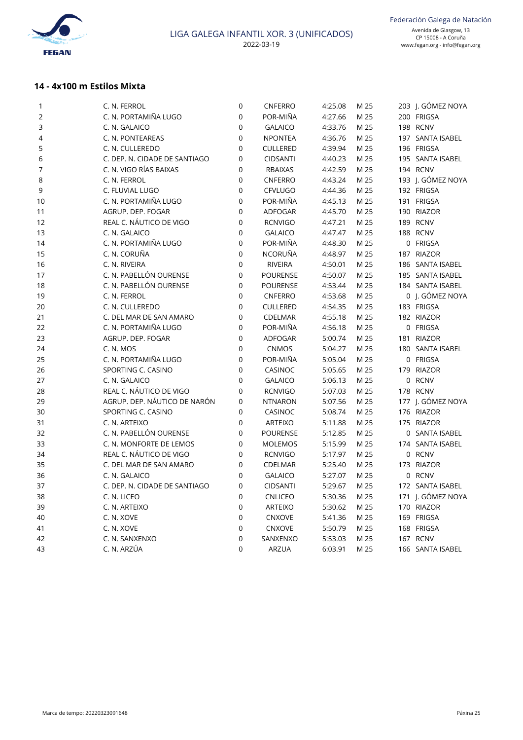# LIGA GALEGA INFANTIL XOR. 3 (UNIFICADOS)

2022-03-19

Federación Galega de Natación
Avenida de Glasgow, 13
CP 15008 - A Coruña
www.fegan.org - info@fegan.org

## 14 - 4x100 m Estilos Mixta

| | | | | | | | |
|---|---|---|---|---|---|---|---|
| 1 | C. N. FERROL | 0 | CNFERRO | 4:25.08 | M 25 | 203 | J. GÓMEZ NOYA |
| 2 | C. N. PORTAMIÑA LUGO | 0 | POR-MIÑA | 4:27.66 | M 25 | 200 | FRIGSA |
| 3 | C. N. GALAICO | 0 | GALAICO | 4:33.76 | M 25 | 198 | RCNV |
| 4 | C. N. PONTEAREAS | 0 | NPONTEA | 4:36.76 | M 25 | 197 | SANTA ISABEL |
| 5 | C. N. CULLEREDO | 0 | CULLERED | 4:39.94 | M 25 | 196 | FRIGSA |
| 6 | C. DEP. N. CIDADE DE SANTIAGO | 0 | CIDSANTI | 4:40.23 | M 25 | 195 | SANTA ISABEL |
| 7 | C. N. VIGO RÍAS BAIXAS | 0 | RBAIXAS | 4:42.59 | M 25 | 194 | RCNV |
| 8 | C. N. FERROL | 0 | CNFERRO | 4:43.24 | M 25 | 193 | J. GÓMEZ NOYA |
| 9 | C. FLUVIAL LUGO | 0 | CFVLUGO | 4:44.36 | M 25 | 192 | FRIGSA |
| 10 | C. N. PORTAMIÑA LUGO | 0 | POR-MIÑA | 4:45.13 | M 25 | 191 | FRIGSA |
| 11 | AGRUP. DEP. FOGAR | 0 | ADFOGAR | 4:45.70 | M 25 | 190 | RIAZOR |
| 12 | REAL C. NÁUTICO DE VIGO | 0 | RCNVIGO | 4:47.21 | M 25 | 189 | RCNV |
| 13 | C. N. GALAICO | 0 | GALAICO | 4:47.47 | M 25 | 188 | RCNV |
| 14 | C. N. PORTAMIÑA LUGO | 0 | POR-MIÑA | 4:48.30 | M 25 | 0 | FRIGSA |
| 15 | C. N. CORUÑA | 0 | NCORUÑA | 4:48.97 | M 25 | 187 | RIAZOR |
| 16 | C. N. RIVEIRA | 0 | RIVEIRA | 4:50.01 | M 25 | 186 | SANTA ISABEL |
| 17 | C. N. PABELLÓN OURENSE | 0 | POURENSE | 4:50.07 | M 25 | 185 | SANTA ISABEL |
| 18 | C. N. PABELLÓN OURENSE | 0 | POURENSE | 4:53.44 | M 25 | 184 | SANTA ISABEL |
| 19 | C. N. FERROL | 0 | CNFERRO | 4:53.68 | M 25 | 0 | J. GÓMEZ NOYA |
| 20 | C. N. CULLEREDO | 0 | CULLERED | 4:54.35 | M 25 | 183 | FRIGSA |
| 21 | C. DEL MAR DE SAN AMARO | 0 | CDELMAR | 4:55.18 | M 25 | 182 | RIAZOR |
| 22 | C. N. PORTAMIÑA LUGO | 0 | POR-MIÑA | 4:56.18 | M 25 | 0 | FRIGSA |
| 23 | AGRUP. DEP. FOGAR | 0 | ADFOGAR | 5:00.74 | M 25 | 181 | RIAZOR |
| 24 | C. N. MOS | 0 | CNMOS | 5:04.27 | M 25 | 180 | SANTA ISABEL |
| 25 | C. N. PORTAMIÑA LUGO | 0 | POR-MIÑA | 5:05.04 | M 25 | 0 | FRIGSA |
| 26 | SPORTING C. CASINO | 0 | CASINOC | 5:05.65 | M 25 | 179 | RIAZOR |
| 27 | C. N. GALAICO | 0 | GALAICO | 5:06.13 | M 25 | 0 | RCNV |
| 28 | REAL C. NÁUTICO DE VIGO | 0 | RCNVIGO | 5:07.03 | M 25 | 178 | RCNV |
| 29 | AGRUP. DEP. NÁUTICO DE NARÓN | 0 | NTNARON | 5:07.56 | M 25 | 177 | J. GÓMEZ NOYA |
| 30 | SPORTING C. CASINO | 0 | CASINOC | 5:08.74 | M 25 | 176 | RIAZOR |
| 31 | C. N. ARTEIXO | 0 | ARTEIXO | 5:11.88 | M 25 | 175 | RIAZOR |
| 32 | C. N. PABELLÓN OURENSE | 0 | POURENSE | 5:12.85 | M 25 | 0 | SANTA ISABEL |
| 33 | C. N. MONFORTE DE LEMOS | 0 | MOLEMOS | 5:15.99 | M 25 | 174 | SANTA ISABEL |
| 34 | REAL C. NÁUTICO DE VIGO | 0 | RCNVIGO | 5:17.97 | M 25 | 0 | RCNV |
| 35 | C. DEL MAR DE SAN AMARO | 0 | CDELMAR | 5:25.40 | M 25 | 173 | RIAZOR |
| 36 | C. N. GALAICO | 0 | GALAICO | 5:27.07 | M 25 | 0 | RCNV |
| 37 | C. DEP. N. CIDADE DE SANTIAGO | 0 | CIDSANTI | 5:29.67 | M 25 | 172 | SANTA ISABEL |
| 38 | C. N. LICEO | 0 | CNLICEO | 5:30.36 | M 25 | 171 | J. GÓMEZ NOYA |
| 39 | C. N. ARTEIXO | 0 | ARTEIXO | 5:30.62 | M 25 | 170 | RIAZOR |
| 40 | C. N. XOVE | 0 | CNXOVE | 5:41.36 | M 25 | 169 | FRIGSA |
| 41 | C. N. XOVE | 0 | CNXOVE | 5:50.79 | M 25 | 168 | FRIGSA |
| 42 | C. N. SANXENXO | 0 | SANXENXO | 5:53.03 | M 25 | 167 | RCNV |
| 43 | C. N. ARZÚA | 0 | ARZUA | 6:03.91 | M 25 | 166 | SANTA ISABEL |

Marca de tempo: 20220323091648